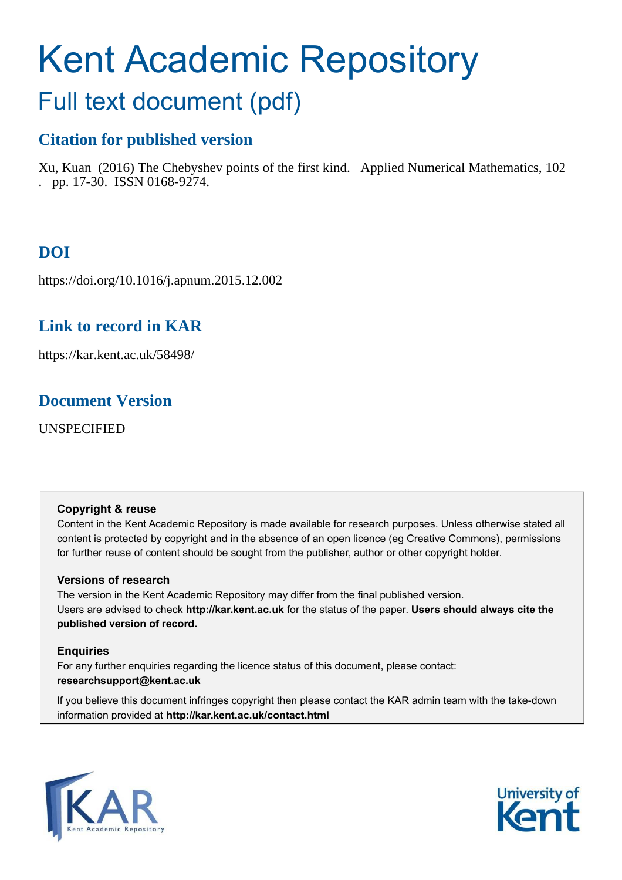# Kent Academic Repository

## Full text document (pdf)

### Citation for published version

Xu, Kuan (2016) The Chebyshev points of the first kind. Applied Numerical Mathematics, 102 . pp. 17-30. ISSN 0168-9274.

### DOI

https://doi.org/10.1016/j.apnum.2015.12.002

### Link to record in KAR

https://kar.kent.ac.uk/58498/

### Document Version

UNSPECIFIED

**Copyright & reuse**

Content in the Kent Academic Repository is made available for research purposes. Unless otherwise stated all content is protected by copyright and in the absence of an open licence (eg Creative Commons), permissions for further reuse of content should be sought from the publisher, author or other copyright holder.

**Versions of research**

The version in the Kent Academic Repository may differ from the final published version. Users are advised to check **http://kar.kent.ac.uk** for the status of the paper. **Users should always cite the published version of record.**

**Enquiries**

For any further enquiries regarding the licence status of this document, please contact: **researchsupport@kent.ac.uk**

If you believe this document infringes copyright then please contact the KAR admin team with the take-down information provided at **http://kar.kent.ac.uk/contact.html**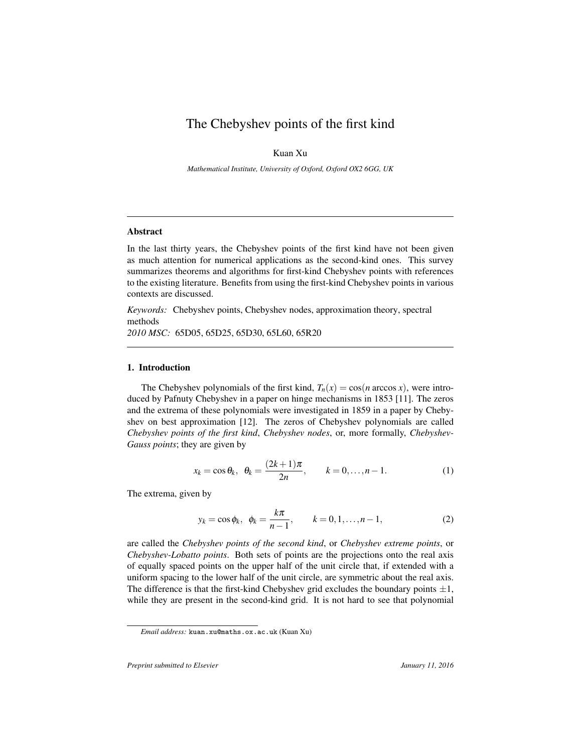# The Chebyshev points of the first kind

Kuan Xu

*Mathematical Institute, University of Oxford, Oxford OX2 6GG, UK*

---

## Abstract

In the last thirty years, the Chebyshev points of the first kind have not been given as much attention for numerical applications as the second-kind ones. This survey summarizes theorems and algorithms for first-kind Chebyshev points with references to the existing literature. Benefits from using the first-kind Chebyshev points in various contexts are discussed.

*Keywords:* Chebyshev points, Chebyshev nodes, approximation theory, spectral methods

*2010 MSC:* 65D05, 65D25, 65D30, 65L60, 65R20

---

## 1. Introduction

The Chebyshev polynomials of the first kind, $T_n(x) = \cos(n \arccos x)$, were introduced by Pafnuty Chebyshev in a paper on hinge mechanisms in 1853 [11]. The zeros and the extrema of these polynomials were investigated in 1859 in a paper by Chebyshev on best approximation [12]. The zeros of Chebyshev polynomials are called *Chebyshev points of the first kind*, *Chebyshev nodes*, or, more formally, *Chebyshev-Gauss points*; they are given by

$$x_k = \cos\theta_k, \;\; \theta_k = \frac{(2k+1)\pi}{2n}, \qquad k = 0, \ldots, n-1. \tag{1}$$

The extrema, given by

$$y_k = \cos\phi_k, \;\; \phi_k = \frac{k\pi}{n-1}, \qquad k = 0, 1, \ldots, n-1, \tag{2}$$

are called the *Chebyshev points of the second kind*, or *Chebyshev extreme points*, or *Chebyshev-Lobatto points*. Both sets of points are the projections onto the real axis of equally spaced points on the upper half of the unit circle that, if extended with a uniform spacing to the lower half of the unit circle, are symmetric about the real axis. The difference is that the first-kind Chebyshev grid excludes the boundary points $\pm 1$, while they are present in the second-kind grid. It is not hard to see that polynomial

*Email address:* `kuan.xu@maths.ox.ac.uk` (Kuan Xu)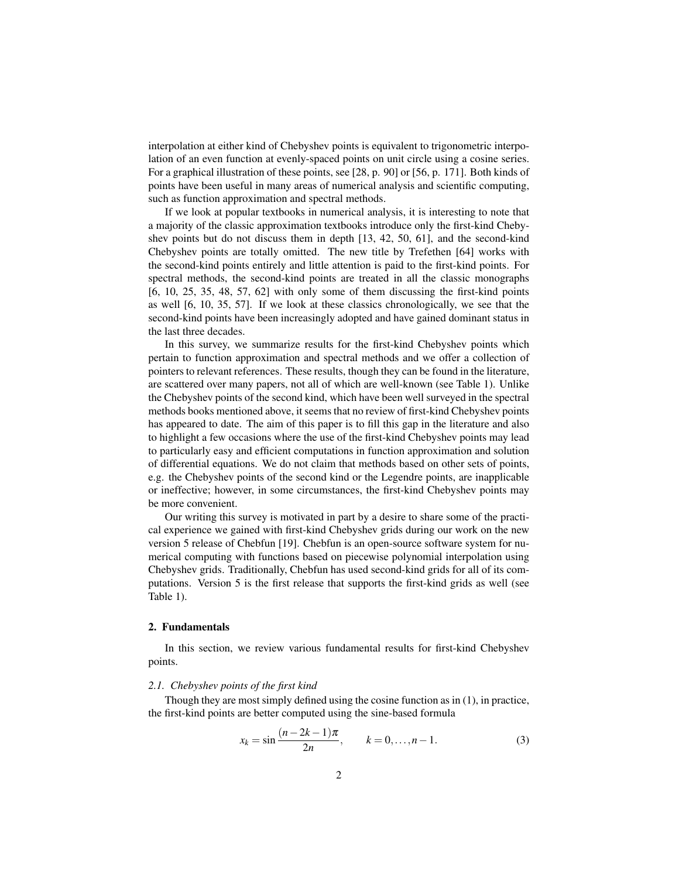interpolation at either kind of Chebyshev points is equivalent to trigonometric interpolation of an even function at evenly-spaced points on unit circle using a cosine series. For a graphical illustration of these points, see [28, p. 90] or [56, p. 171]. Both kinds of points have been useful in many areas of numerical analysis and scientific computing, such as function approximation and spectral methods.

If we look at popular textbooks in numerical analysis, it is interesting to note that a majority of the classic approximation textbooks introduce only the first-kind Chebyshev points but do not discuss them in depth [13, 42, 50, 61], and the second-kind Chebyshev points are totally omitted. The new title by Trefethen [64] works with the second-kind points entirely and little attention is paid to the first-kind points. For spectral methods, the second-kind points are treated in all the classic monographs [6, 10, 25, 35, 48, 57, 62] with only some of them discussing the first-kind points as well [6, 10, 35, 57]. If we look at these classics chronologically, we see that the second-kind points have been increasingly adopted and have gained dominant status in the last three decades.

In this survey, we summarize results for the first-kind Chebyshev points which pertain to function approximation and spectral methods and we offer a collection of pointers to relevant references. These results, though they can be found in the literature, are scattered over many papers, not all of which are well-known (see Table 1). Unlike the Chebyshev points of the second kind, which have been well surveyed in the spectral methods books mentioned above, it seems that no review of first-kind Chebyshev points has appeared to date. The aim of this paper is to fill this gap in the literature and also to highlight a few occasions where the use of the first-kind Chebyshev points may lead to particularly easy and efficient computations in function approximation and solution of differential equations. We do not claim that methods based on other sets of points, e.g. the Chebyshev points of the second kind or the Legendre points, are inapplicable or ineffective; however, in some circumstances, the first-kind Chebyshev points may be more convenient.

Our writing this survey is motivated in part by a desire to share some of the practical experience we gained with first-kind Chebyshev grids during our work on the new version 5 release of Chebfun [19]. Chebfun is an open-source software system for numerical computing with functions based on piecewise polynomial interpolation using Chebyshev grids. Traditionally, Chebfun has used second-kind grids for all of its computations. Version 5 is the first release that supports the first-kind grids as well (see Table 1).

## 2. Fundamentals

In this section, we review various fundamental results for first-kind Chebyshev points.

### *2.1. Chebyshev points of the first kind*

Though they are most simply defined using the cosine function as in (1), in practice, the first-kind points are better computed using the sine-based formula

$$x_k = \sin\frac{(n-2k-1)\pi}{2n}, \qquad k = 0,\ldots,n-1. \tag{3}$$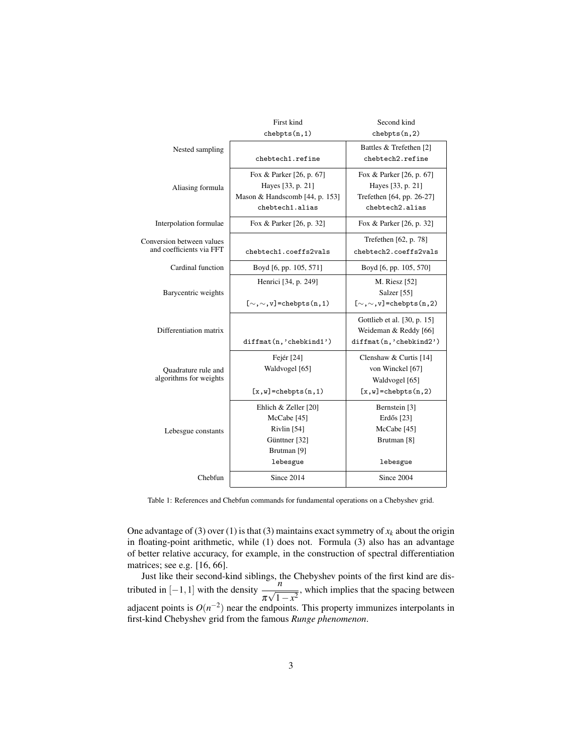| | First kind `chebpts(n,1)` | Second kind `chebpts(n,2)` |
|---|---|---|
| Nested sampling | `chebtech1.refine` | Battles & Trefethen [2] `chebtech2.refine` |
| Aliasing formula | Fox & Parker [26, p. 67] Hayes [33, p. 21] Mason & Handscomb [44, p. 153] `chebtech1.alias` | Fox & Parker [26, p. 67] Hayes [33, p. 21] Trefethen [64, pp. 26-27] `chebtech2.alias` |
| Interpolation formulae | Fox & Parker [26, p. 32] | Fox & Parker [26, p. 32] |
| Conversion between values and coefficients via FFT | `chebtech1.coeffs2vals` | Trefethen [62, p. 78] `chebtech2.coeffs2vals` |
| Cardinal function | Boyd [6, pp. 105, 571] | Boyd [6, pp. 105, 570] |
| Barycentric weights | Henrici [34, p. 249] `[~,~,v]=chebpts(n,1)` | M. Riesz [52] Salzer [55] `[~,~,v]=chebpts(n,2)` |
| Differentiation matrix | `diffmat(n,'chebkind1')` | Gottlieb et al. [30, p. 15] Weideman & Reddy [66] `diffmat(n,'chebkind2')` |
| Quadrature rule and algorithms for weights | Fejér [24] Waldvogel [65] `[x,w]=chebpts(n,1)` | Clenshaw & Curtis [14] von Winckel [67] Waldvogel [65] `[x,w]=chebpts(n,2)` |
| Lebesgue constants | Ehlich & Zeller [20] McCabe [45] Rivlin [54] Günttner [32] Brutman [9] `lebesgue` | Bernstein [3] Erdős [23] McCabe [45] Brutman [8] `lebesgue` |
| Chebfun | Since 2014 | Since 2004 |

Table 1: References and Chebfun commands for fundamental operations on a Chebyshev grid.

One advantage of (3) over (1) is that (3) maintains exact symmetry of $x_k$ about the origin in floating-point arithmetic, while (1) does not. Formula (3) also has an advantage of better relative accuracy, for example, in the construction of spectral differentiation matrices; see e.g. [16, 66].

Just like their second-kind siblings, the Chebyshev points of the first kind are distributed in $[-1,1]$ with the density $\dfrac{n}{\pi\sqrt{1-x^2}}$, which implies that the spacing between adjacent points is $O(n^{-2})$ near the endpoints. This property immunizes interpolants in first-kind Chebyshev grid from the famous *Runge phenomenon*.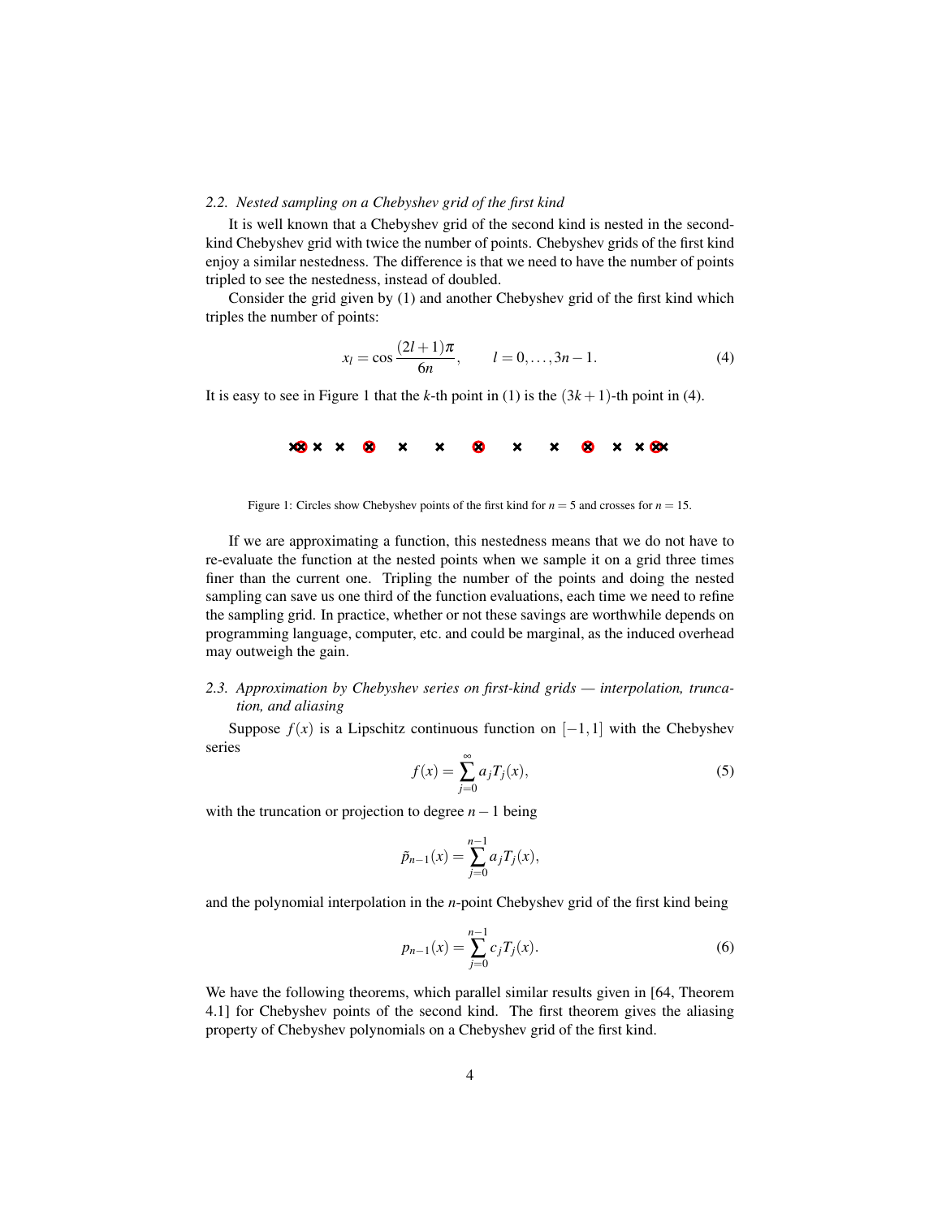### 2.2. *Nested sampling on a Chebyshev grid of the first kind*

It is well known that a Chebyshev grid of the second kind is nested in the second-kind Chebyshev grid with twice the number of points. Chebyshev grids of the first kind enjoy a similar nestedness. The difference is that we need to have the number of points tripled to see the nestedness, instead of doubled.

Consider the grid given by (1) and another Chebyshev grid of the first kind which triples the number of points:

$$x_l = \cos\frac{(2l+1)\pi}{6n}, \qquad l = 0, \ldots, 3n-1. \tag{4}$$

It is easy to see in Figure 1 that the $k$-th point in (1) is the $(3k+1)$-th point in (4).

Figure 1: Circles show Chebyshev points of the first kind for $n = 5$ and crosses for $n = 15$.

If we are approximating a function, this nestedness means that we do not have to re-evaluate the function at the nested points when we sample it on a grid three times finer than the current one. Tripling the number of the points and doing the nested sampling can save us one third of the function evaluations, each time we need to refine the sampling grid. In practice, whether or not these savings are worthwhile depends on programming language, computer, etc. and could be marginal, as the induced overhead may outweigh the gain.

### 2.3. *Approximation by Chebyshev series on first-kind grids — interpolation, truncation, and aliasing*

Suppose $f(x)$ is a Lipschitz continuous function on $[-1,1]$ with the Chebyshev series

$$f(x) = \sum_{j=0}^{\infty} a_j T_j(x), \tag{5}$$

with the truncation or projection to degree $n-1$ being

$$\tilde{p}_{n-1}(x) = \sum_{j=0}^{n-1} a_j T_j(x),$$

and the polynomial interpolation in the $n$-point Chebyshev grid of the first kind being

$$p_{n-1}(x) = \sum_{j=0}^{n-1} c_j T_j(x). \tag{6}$$

We have the following theorems, which parallel similar results given in [64, Theorem 4.1] for Chebyshev points of the second kind. The first theorem gives the aliasing property of Chebyshev polynomials on a Chebyshev grid of the first kind.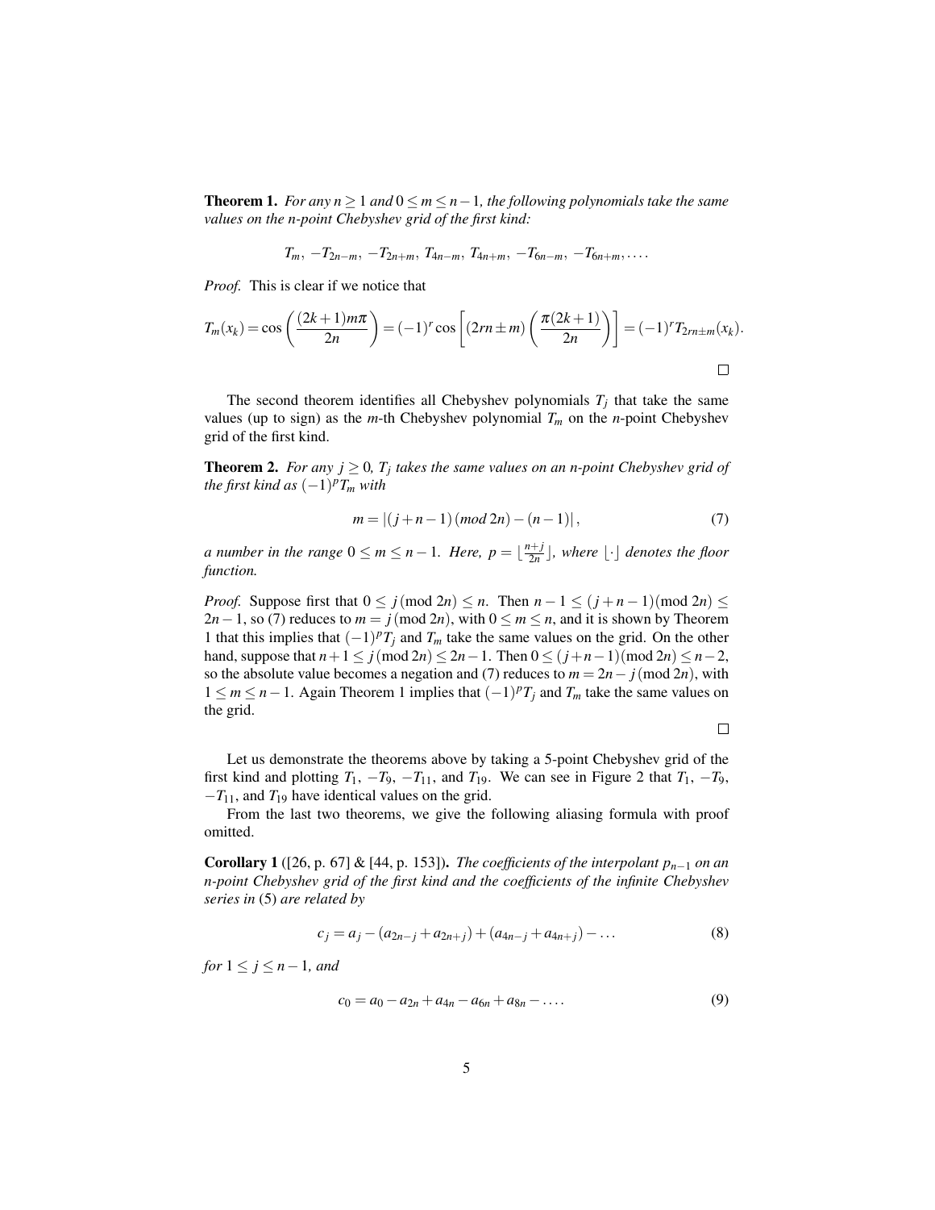**Theorem 1.** *For any $n \geq 1$ and $0 \leq m \leq n-1$, the following polynomials take the same values on the n-point Chebyshev grid of the first kind:*

$$T_m,\ -T_{2n-m},\ -T_{2n+m},\ T_{4n-m},\ T_{4n+m},\ -T_{6n-m},\ -T_{6n+m},\ldots.$$

*Proof.* This is clear if we notice that

$$T_m(x_k) = \cos\left(\frac{(2k+1)m\pi}{2n}\right) = (-1)^r \cos\left[(2rn \pm m)\left(\frac{\pi(2k+1)}{2n}\right)\right] = (-1)^r T_{2rn\pm m}(x_k).$$

□

The second theorem identifies all Chebyshev polynomials $T_j$ that take the same values (up to sign) as the $m$-th Chebyshev polynomial $T_m$ on the $n$-point Chebyshev grid of the first kind.

**Theorem 2.** *For any $j \geq 0$, $T_j$ takes the same values on an n-point Chebyshev grid of the first kind as $(-1)^p T_m$ with*

$$m = |(j+n-1)\,(mod\ 2n) - (n-1)|, \tag{7}$$

*a number in the range $0 \leq m \leq n-1$. Here, $p = \lfloor \frac{n+j}{2n} \rfloor$, where $\lfloor \cdot \rfloor$ denotes the floor function.*

*Proof.* Suppose first that $0 \leq j\,(\text{mod}\ 2n) \leq n$. Then $n-1 \leq (j+n-1)(\text{mod}\ 2n) \leq 2n-1$, so (7) reduces to $m = j\,(\text{mod}\ 2n)$, with $0 \leq m \leq n$, and it is shown by Theorem 1 that this implies that $(-1)^p T_j$ and $T_m$ take the same values on the grid. On the other hand, suppose that $n+1 \leq j\,(\text{mod}\ 2n) \leq 2n-1$. Then $0 \leq (j+n-1)(\text{mod}\ 2n) \leq n-2$, so the absolute value becomes a negation and (7) reduces to $m = 2n - j\,(\text{mod}\ 2n)$, with $1 \leq m \leq n-1$. Again Theorem 1 implies that $(-1)^p T_j$ and $T_m$ take the same values on the grid.

□

Let us demonstrate the theorems above by taking a 5-point Chebyshev grid of the first kind and plotting $T_1$, $-T_9$, $-T_{11}$, and $T_{19}$. We can see in Figure 2 that $T_1$, $-T_9$, $-T_{11}$, and $T_{19}$ have identical values on the grid.

From the last two theorems, we give the following aliasing formula with proof omitted.

**Corollary 1** ([26, p. 67] & [44, p. 153]). *The coefficients of the interpolant $p_{n-1}$ on an n-point Chebyshev grid of the first kind and the coefficients of the infinite Chebyshev series in* (5) *are related by*

$$c_j = a_j - (a_{2n-j} + a_{2n+j}) + (a_{4n-j} + a_{4n+j}) - \ldots \tag{8}$$

*for $1 \leq j \leq n-1$, and*

$$c_0 = a_0 - a_{2n} + a_{4n} - a_{6n} + a_{8n} - \ldots. \tag{9}$$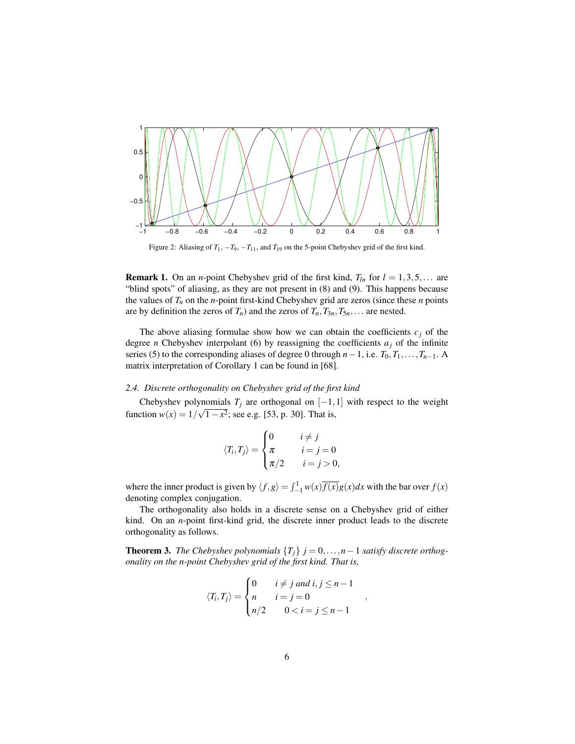Figure 2: Aliasing of $T_1$, $-T_9$, $-T_{11}$, and $T_{19}$ on the 5-point Chebyshev grid of the first kind.

**Remark 1.** On an $n$-point Chebyshev grid of the first kind, $T_{ln}$ for $l = 1, 3, 5, \ldots$ are "blind spots" of aliasing, as they are not present in (8) and (9). This happens because the values of $T_n$ on the $n$-point first-kind Chebyshev grid are zeros (since these $n$ points are by definition the zeros of $T_n$) and the zeros of $T_n, T_{3n}, T_{5n}, \ldots$ are nested.

The above aliasing formulae show how we can obtain the coefficients $c_j$ of the degree $n$ Chebyshev interpolant (6) by reassigning the coefficients $a_j$ of the infinite series (5) to the corresponding aliases of degree 0 through $n-1$, i.e. $T_0, T_1, \ldots, T_{n-1}$. A matrix interpretation of Corollary 1 can be found in [68].

### 2.4. Discrete orthogonality on Chebyshev grid of the first kind

Chebyshev polynomials $T_j$ are orthogonal on $[-1, 1]$ with respect to the weight function $w(x) = 1/\sqrt{1-x^2}$; see e.g. [53, p. 30]. That is,

$$
\langle T_i, T_j \rangle = \begin{cases} 0 & i \neq j \\ \pi & i = j = 0 \\ \pi/2 & i = j > 0, \end{cases}
$$

where the inner product is given by $\langle f, g \rangle = \int_{-1}^{1} w(x)\overline{f(x)}g(x)dx$ with the bar over $f(x)$ denoting complex conjugation.

The orthogonality also holds in a discrete sense on a Chebyshev grid of either kind. On an $n$-point first-kind grid, the discrete inner product leads to the discrete orthogonality as follows.

**Theorem 3.** *The Chebyshev polynomials $\{T_j\}$ $j = 0, \ldots, n-1$ satisfy discrete orthogonality on the $n$-point Chebyshev grid of the first kind. That is,*

$$
\langle T_i, T_j \rangle = \begin{cases} 0 & i \neq j \text{ and } i, j \leq n-1 \\ n & i = j = 0 \\ n/2 & 0 < i = j \leq n-1 \end{cases},
$$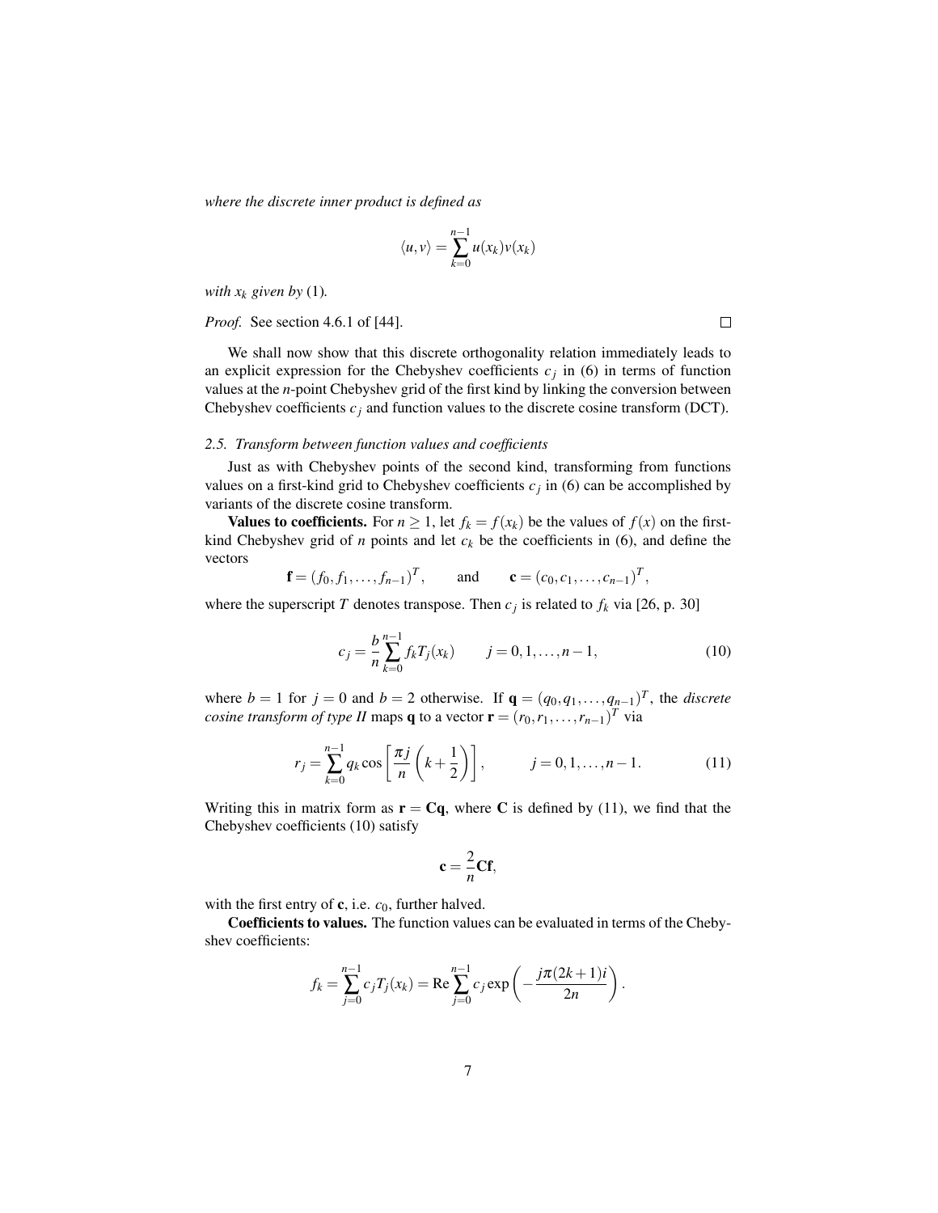*where the discrete inner product is defined as*

$$\langle u, v \rangle = \sum_{k=0}^{n-1} u(x_k) v(x_k)$$

*with $x_k$ given by* (1)*.*

*Proof.* See section 4.6.1 of [44]. $\square$

We shall now show that this discrete orthogonality relation immediately leads to an explicit expression for the Chebyshev coefficients $c_j$ in (6) in terms of function values at the $n$-point Chebyshev grid of the first kind by linking the conversion between Chebyshev coefficients $c_j$ and function values to the discrete cosine transform (DCT).

### 2.5. Transform between function values and coefficients

Just as with Chebyshev points of the second kind, transforming from functions values on a first-kind grid to Chebyshev coefficients $c_j$ in (6) can be accomplished by variants of the discrete cosine transform.

**Values to coefficients.** For $n \geq 1$, let $f_k = f(x_k)$ be the values of $f(x)$ on the first-kind Chebyshev grid of $n$ points and let $c_k$ be the coefficients in (6), and define the vectors

$$\mathbf{f} = (f_0, f_1, \ldots, f_{n-1})^T, \qquad \text{and} \qquad \mathbf{c} = (c_0, c_1, \ldots, c_{n-1})^T,$$

where the superscript $T$ denotes transpose. Then $c_j$ is related to $f_k$ via [26, p. 30]

$$c_j = \frac{b}{n} \sum_{k=0}^{n-1} f_k T_j(x_k) \qquad j = 0, 1, \ldots, n-1, \tag{10}$$

where $b = 1$ for $j = 0$ and $b = 2$ otherwise. If $\mathbf{q} = (q_0, q_1, \ldots, q_{n-1})^T$, the *discrete cosine transform of type II* maps $\mathbf{q}$ to a vector $\mathbf{r} = (r_0, r_1, \ldots, r_{n-1})^T$ via

$$r_j = \sum_{k=0}^{n-1} q_k \cos\left[\frac{\pi j}{n}\left(k + \frac{1}{2}\right)\right], \qquad j = 0, 1, \ldots, n-1. \tag{11}$$

Writing this in matrix form as $\mathbf{r} = \mathbf{C}\mathbf{q}$, where $\mathbf{C}$ is defined by (11), we find that the Chebyshev coefficients (10) satisfy

$$\mathbf{c} = \frac{2}{n}\mathbf{C}\mathbf{f},$$

with the first entry of $\mathbf{c}$, i.e. $c_0$, further halved.

**Coefficients to values.** The function values can be evaluated in terms of the Chebyshev coefficients:

$$f_k = \sum_{j=0}^{n-1} c_j T_j(x_k) = \operatorname{Re} \sum_{j=0}^{n-1} c_j \exp\left(-\frac{j\pi(2k+1)i}{2n}\right).$$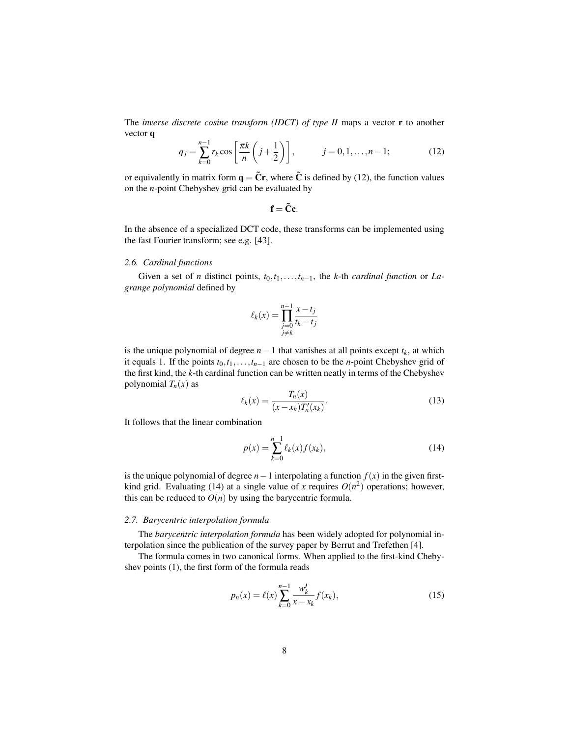The *inverse discrete cosine transform (IDCT) of type II* maps a vector $\mathbf{r}$ to another vector $\mathbf{q}$

$$q_j = \sum_{k=0}^{n-1} r_k \cos\left[\frac{\pi k}{n}\left(j+\frac{1}{2}\right)\right], \qquad j = 0,1,\ldots,n-1; \tag{12}$$

or equivalently in matrix form $\mathbf{q} = \tilde{\mathbf{C}}\mathbf{r}$, where $\tilde{\mathbf{C}}$ is defined by (12), the function values on the $n$-point Chebyshev grid can be evaluated by

$$\mathbf{f} = \tilde{\mathbf{C}}\mathbf{c}.$$

In the absence of a specialized DCT code, these transforms can be implemented using the fast Fourier transform; see e.g. [43].

### 2.6. Cardinal functions

Given a set of $n$ distinct points, $t_0, t_1, \ldots, t_{n-1}$, the $k$-th *cardinal function* or *Lagrange polynomial* defined by

$$\ell_k(x) = \prod_{\substack{j=0\\ j\neq k}}^{n-1} \frac{x-t_j}{t_k - t_j}$$

is the unique polynomial of degree $n-1$ that vanishes at all points except $t_k$, at which it equals 1. If the points $t_0, t_1, \ldots, t_{n-1}$ are chosen to be the $n$-point Chebyshev grid of the first kind, the $k$-th cardinal function can be written neatly in terms of the Chebyshev polynomial $T_n(x)$ as

$$\ell_k(x) = \frac{T_n(x)}{(x-x_k)T_n'(x_k)}. \tag{13}$$

It follows that the linear combination

$$p(x) = \sum_{k=0}^{n-1} \ell_k(x) f(x_k), \tag{14}$$

is the unique polynomial of degree $n-1$ interpolating a function $f(x)$ in the given first-kind grid. Evaluating (14) at a single value of $x$ requires $O(n^2)$ operations; however, this can be reduced to $O(n)$ by using the barycentric formula.

### 2.7. Barycentric interpolation formula

The *barycentric interpolation formula* has been widely adopted for polynomial interpolation since the publication of the survey paper by Berrut and Trefethen [4].

The formula comes in two canonical forms. When applied to the first-kind Chebyshev points (1), the first form of the formula reads

$$p_n(x) = \ell(x) \sum_{k=0}^{n-1} \frac{w_k^I}{x-x_k} f(x_k), \tag{15}$$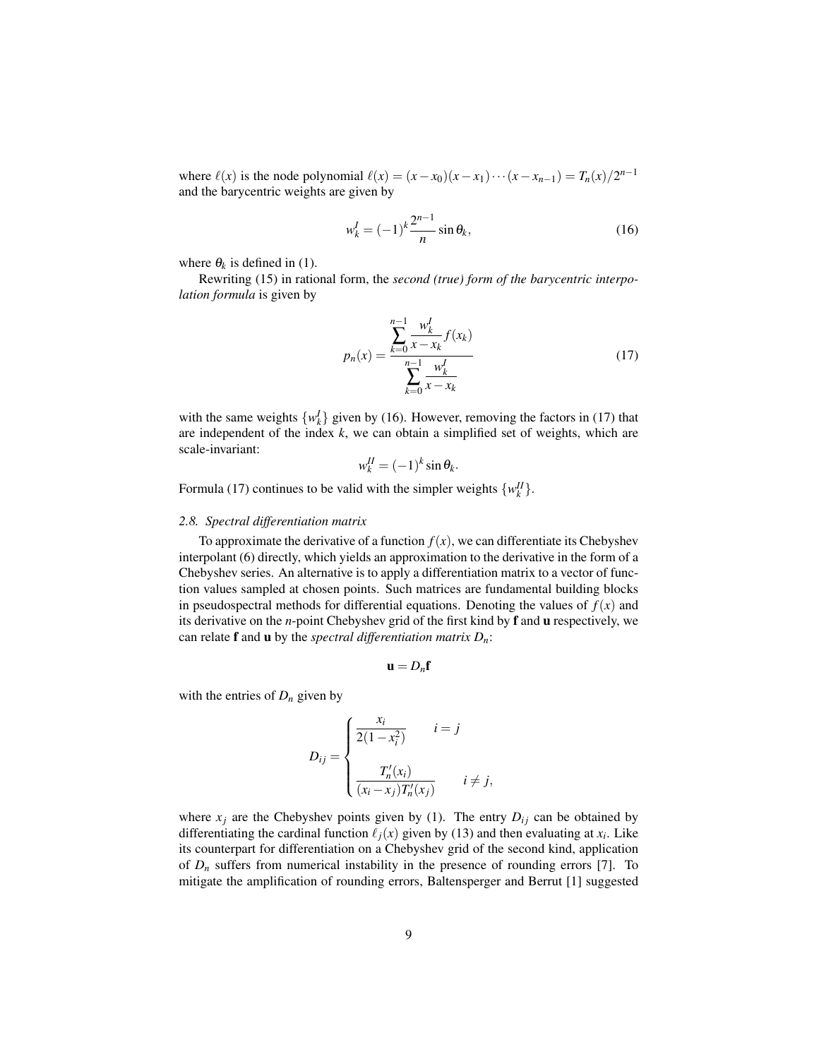where $\ell(x)$ is the node polynomial $\ell(x) = (x - x_0)(x - x_1)\cdots(x - x_{n-1}) = T_n(x)/2^{n-1}$ and the barycentric weights are given by

$$w_k^I = (-1)^k \frac{2^{n-1}}{n} \sin\theta_k, \tag{16}$$

where $\theta_k$ is defined in (1).

Rewriting (15) in rational form, the *second (true) form of the barycentric interpolation formula* is given by

$$p_n(x) = \frac{\displaystyle\sum_{k=0}^{n-1} \frac{w_k^I}{x - x_k} f(x_k)}{\displaystyle\sum_{k=0}^{n-1} \frac{w_k^I}{x - x_k}} \tag{17}$$

with the same weights $\{w_k^I\}$ given by (16). However, removing the factors in (17) that are independent of the index $k$, we can obtain a simplified set of weights, which are scale-invariant:

$$w_k^{II} = (-1)^k \sin\theta_k.$$

Formula (17) continues to be valid with the simpler weights $\{w_k^{II}\}$.

### *2.8. Spectral differentiation matrix*

To approximate the derivative of a function $f(x)$, we can differentiate its Chebyshev interpolant (6) directly, which yields an approximation to the derivative in the form of a Chebyshev series. An alternative is to apply a differentiation matrix to a vector of function values sampled at chosen points. Such matrices are fundamental building blocks in pseudospectral methods for differential equations. Denoting the values of $f(x)$ and its derivative on the $n$-point Chebyshev grid of the first kind by $\mathbf{f}$ and $\mathbf{u}$ respectively, we can relate $\mathbf{f}$ and $\mathbf{u}$ by the *spectral differentiation matrix* $D_n$:

$$\mathbf{u} = D_n \mathbf{f}$$

with the entries of $D_n$ given by

$$D_{ij} = \begin{cases} \dfrac{x_i}{2(1 - x_i^2)} & i = j \\[2ex] \dfrac{T_n'(x_i)}{(x_i - x_j) T_n'(x_j)} & i \neq j, \end{cases}$$

where $x_j$ are the Chebyshev points given by (1). The entry $D_{ij}$ can be obtained by differentiating the cardinal function $\ell_j(x)$ given by (13) and then evaluating at $x_i$. Like its counterpart for differentiation on a Chebyshev grid of the second kind, application of $D_n$ suffers from numerical instability in the presence of rounding errors [7]. To mitigate the amplification of rounding errors, Baltensperger and Berrut [1] suggested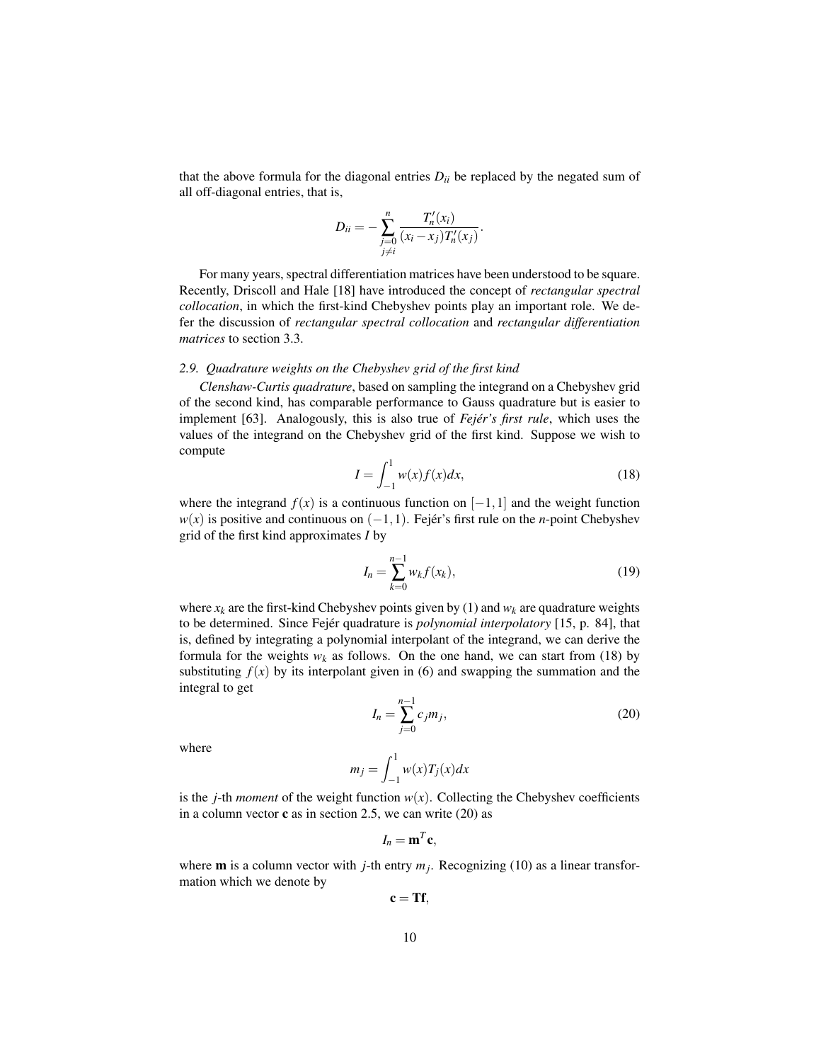that the above formula for the diagonal entries $D_{ii}$ be replaced by the negated sum of all off-diagonal entries, that is,

$$D_{ii} = -\sum_{\substack{j=0 \\ j\neq i}}^{n} \frac{T_n'(x_i)}{(x_i - x_j)T_n'(x_j)}.$$

For many years, spectral differentiation matrices have been understood to be square. Recently, Driscoll and Hale [18] have introduced the concept of *rectangular spectral collocation*, in which the first-kind Chebyshev points play an important role. We defer the discussion of *rectangular spectral collocation* and *rectangular differentiation matrices* to section 3.3.

### *2.9. Quadrature weights on the Chebyshev grid of the first kind*

*Clenshaw-Curtis quadrature*, based on sampling the integrand on a Chebyshev grid of the second kind, has comparable performance to Gauss quadrature but is easier to implement [63]. Analogously, this is also true of *Fejér's first rule*, which uses the values of the integrand on the Chebyshev grid of the first kind. Suppose we wish to compute

$$I = \int_{-1}^{1} w(x)f(x)dx, \tag{18}$$

where the integrand $f(x)$ is a continuous function on $[-1,1]$ and the weight function $w(x)$ is positive and continuous on $(-1,1)$. Fejér's first rule on the $n$-point Chebyshev grid of the first kind approximates $I$ by

$$I_n = \sum_{k=0}^{n-1} w_k f(x_k), \tag{19}$$

where $x_k$ are the first-kind Chebyshev points given by (1) and $w_k$ are quadrature weights to be determined. Since Fejér quadrature is *polynomial interpolatory* [15, p. 84], that is, defined by integrating a polynomial interpolant of the integrand, we can derive the formula for the weights $w_k$ as follows. On the one hand, we can start from (18) by substituting $f(x)$ by its interpolant given in (6) and swapping the summation and the integral to get

$$I_n = \sum_{j=0}^{n-1} c_j m_j, \tag{20}$$

where

$$m_j = \int_{-1}^{1} w(x)T_j(x)dx$$

is the $j$-th *moment* of the weight function $w(x)$. Collecting the Chebyshev coefficients in a column vector $\mathbf{c}$ as in section 2.5, we can write (20) as

$$I_n = \mathbf{m}^T\mathbf{c},$$

where $\mathbf{m}$ is a column vector with $j$-th entry $m_j$. Recognizing (10) as a linear transformation which we denote by

$$\mathbf{c} = \mathbf{T}\mathbf{f},$$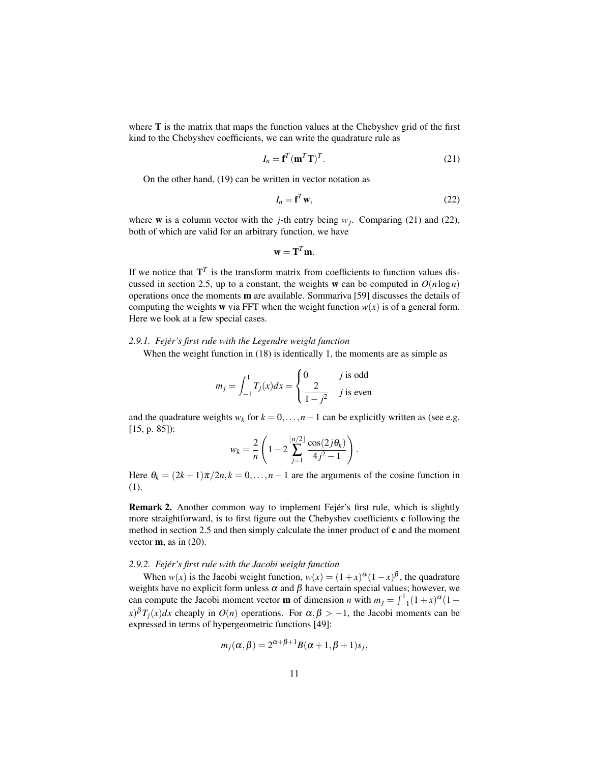where $\mathbf{T}$ is the matrix that maps the function values at the Chebyshev grid of the first kind to the Chebyshev coefficients, we can write the quadrature rule as

$$I_n = \mathbf{f}^T(\mathbf{m}^T\mathbf{T})^T. \tag{21}$$

On the other hand, (19) can be written in vector notation as

$$I_n = \mathbf{f}^T\mathbf{w}, \tag{22}$$

where $\mathbf{w}$ is a column vector with the $j$-th entry being $w_j$. Comparing (21) and (22), both of which are valid for an arbitrary function, we have

$$\mathbf{w} = \mathbf{T}^T\mathbf{m}.$$

If we notice that $\mathbf{T}^T$ is the transform matrix from coefficients to function values discussed in section 2.5, up to a constant, the weights $\mathbf{w}$ can be computed in $O(n\log n)$ operations once the moments $\mathbf{m}$ are available. Sommariva [59] discusses the details of computing the weights $\mathbf{w}$ via FFT when the weight function $w(x)$ is of a general form. Here we look at a few special cases.

### 2.9.1. Fejér's first rule with the Legendre weight function

When the weight function in (18) is identically 1, the moments are as simple as

$$m_j = \int_{-1}^{1} T_j(x)dx = \begin{cases} 0 & j \text{ is odd} \\ \dfrac{2}{1-j^2} & j \text{ is even} \end{cases}$$

and the quadrature weights $w_k$ for $k = 0,\ldots,n-1$ can be explicitly written as (see e.g. [15, p. 85]):

$$w_k = \frac{2}{n}\left(1 - 2\sum_{j=1}^{\lfloor n/2 \rfloor} \frac{\cos(2j\theta_k)}{4j^2-1}\right).$$

Here $\theta_k = (2k+1)\pi/2n, k = 0,\ldots,n-1$ are the arguments of the cosine function in (1).

**Remark 2.** Another common way to implement Fejér's first rule, which is slightly more straightforward, is to first figure out the Chebyshev coefficients $\mathbf{c}$ following the method in section 2.5 and then simply calculate the inner product of $\mathbf{c}$ and the moment vector $\mathbf{m}$, as in (20).

### 2.9.2. Fejér's first rule with the Jacobi weight function

When $w(x)$ is the Jacobi weight function, $w(x) = (1+x)^{\alpha}(1-x)^{\beta}$, the quadrature weights have no explicit form unless $\alpha$ and $\beta$ have certain special values; however, we can compute the Jacobi moment vector $\mathbf{m}$ of dimension $n$ with $m_j = \int_{-1}^{1}(1+x)^{\alpha}(1-x)^{\beta}T_j(x)dx$ cheaply in $O(n)$ operations. For $\alpha, \beta > -1$, the Jacobi moments can be expressed in terms of hypergeometric functions [49]:

$$m_j(\alpha,\beta) = 2^{\alpha+\beta+1}B(\alpha+1,\beta+1)s_j,$$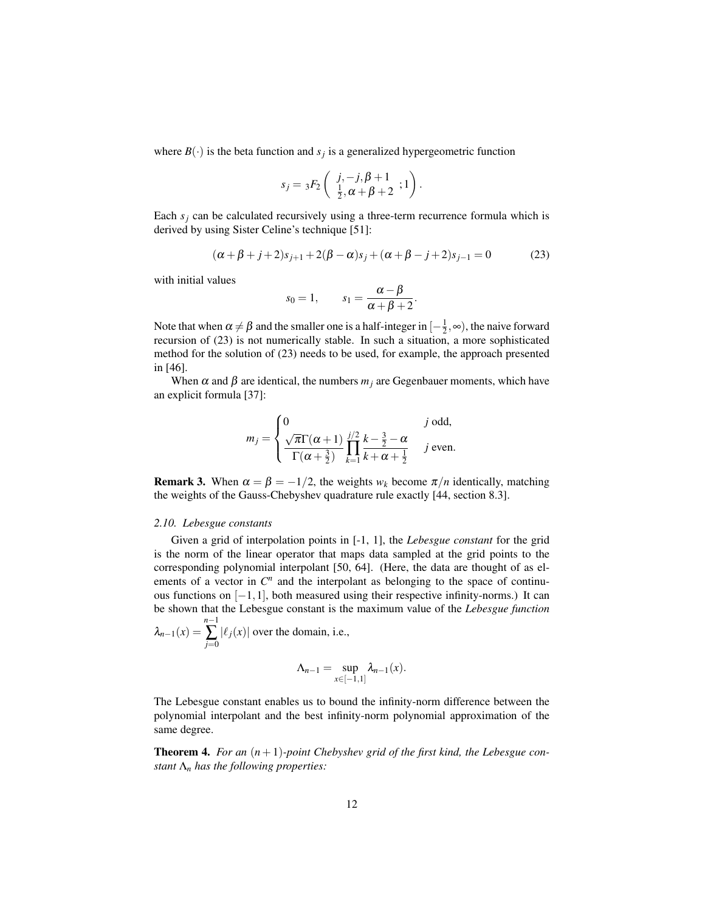where $B(\cdot)$ is the beta function and $s_j$ is a generalized hypergeometric function

$$s_j = {}_3F_2\left( \begin{array}{c} j, -j, \beta+1 \\ \frac{1}{2}, \alpha+\beta+2 \end{array} ; 1 \right).$$

Each $s_j$ can be calculated recursively using a three-term recurrence formula which is derived by using Sister Celine's technique [51]:

$$(\alpha+\beta+j+2)s_{j+1} + 2(\beta-\alpha)s_j + (\alpha+\beta-j+2)s_{j-1} = 0 \tag{23}$$

with initial values

$$s_0 = 1, \qquad s_1 = \frac{\alpha-\beta}{\alpha+\beta+2}.$$

Note that when $\alpha \neq \beta$ and the smaller one is a half-integer in $[-\frac{1}{2}, \infty)$, the naive forward recursion of (23) is not numerically stable. In such a situation, a more sophisticated method for the solution of (23) needs to be used, for example, the approach presented in [46].

When $\alpha$ and $\beta$ are identical, the numbers $m_j$ are Gegenbauer moments, which have an explicit formula [37]:

$$m_j = \begin{cases} 0 & j \text{ odd}, \\ \dfrac{\sqrt{\pi}\Gamma(\alpha+1)}{\Gamma(\alpha+\frac{3}{2})} \displaystyle\prod_{k=1}^{j/2} \frac{k-\frac{3}{2}-\alpha}{k+\alpha+\frac{1}{2}} & j \text{ even}. \end{cases}$$

**Remark 3.** When $\alpha = \beta = -1/2$, the weights $w_k$ become $\pi/n$ identically, matching the weights of the Gauss-Chebyshev quadrature rule exactly [44, section 8.3].

### 2.10. Lebesgue constants

Given a grid of interpolation points in [-1, 1], the *Lebesgue constant* for the grid is the norm of the linear operator that maps data sampled at the grid points to the corresponding polynomial interpolant [50, 64]. (Here, the data are thought of as elements of a vector in $C^n$ and the interpolant as belonging to the space of continuous functions on $[-1, 1]$, both measured using their respective infinity-norms.) It can be shown that the Lebesgue constant is the maximum value of the *Lebesgue function* $\lambda_{n-1}(x) = \sum_{j=0}^{n-1} |\ell_j(x)|$ over the domain, i.e.,

$$\Lambda_{n-1} = \sup_{x \in [-1,1]} \lambda_{n-1}(x).$$

The Lebesgue constant enables us to bound the infinity-norm difference between the polynomial interpolant and the best infinity-norm polynomial approximation of the same degree.

**Theorem 4.** *For an $(n+1)$-point Chebyshev grid of the first kind, the Lebesgue constant $\Lambda_n$ has the following properties:*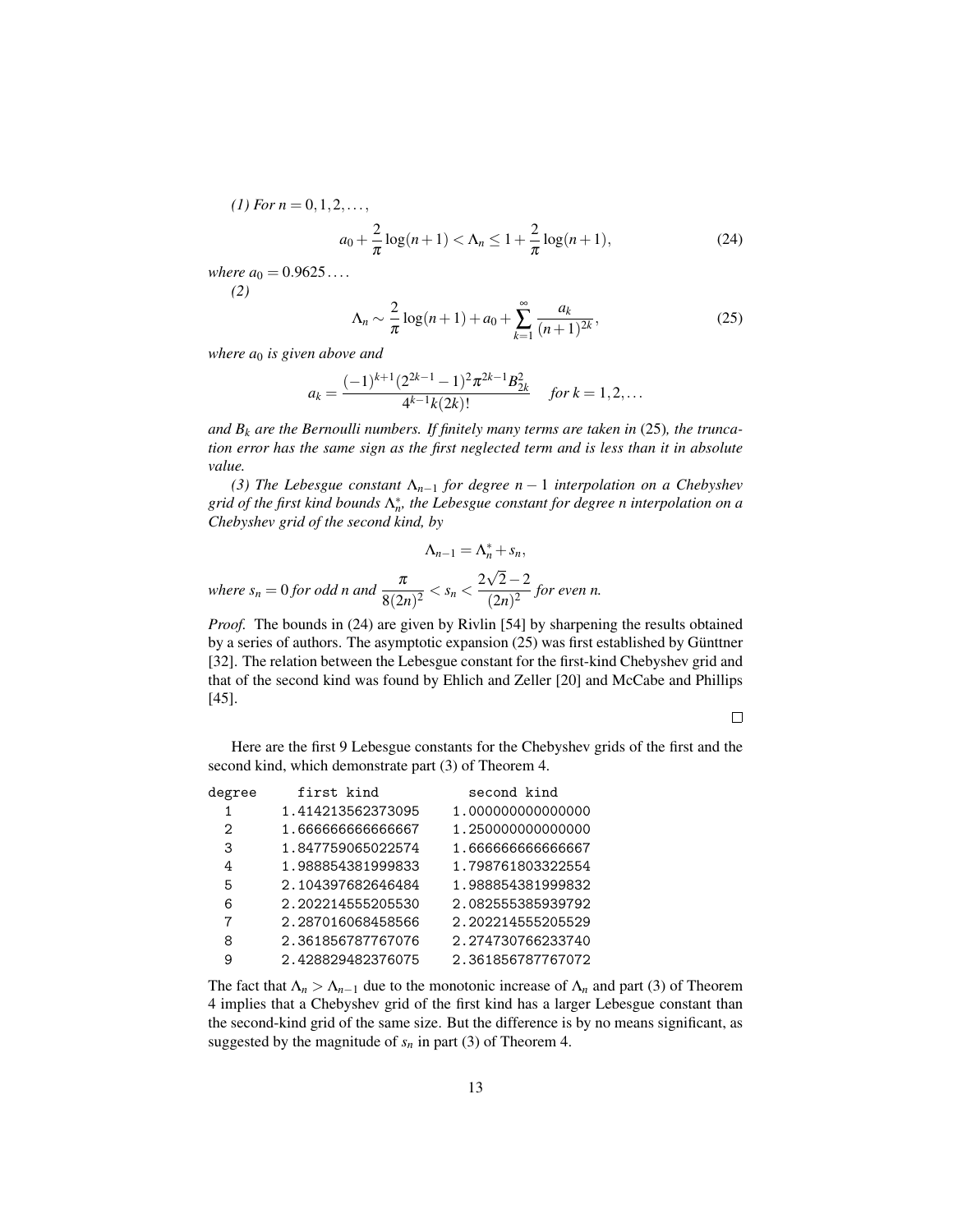*(1) For $n = 0, 1, 2, \ldots$,*

$$a_0 + \frac{2}{\pi}\log(n+1) < \Lambda_n \le 1 + \frac{2}{\pi}\log(n+1), \tag{24}$$

*where $a_0 = 0.9625\ldots$.*

*(2)*

$$\Lambda_n \sim \frac{2}{\pi}\log(n+1) + a_0 + \sum_{k=1}^{\infty} \frac{a_k}{(n+1)^{2k}}, \tag{25}$$

*where $a_0$ is given above and*

$$a_k = \frac{(-1)^{k+1}(2^{2k-1}-1)^2 \pi^{2k-1} B_{2k}^2}{4^{k-1}k(2k)!} \quad \text{for } k = 1, 2, \ldots$$

*and $B_k$ are the Bernoulli numbers. If finitely many terms are taken in (25), the truncation error has the same sign as the first neglected term and is less than it in absolute value.*

*(3) The Lebesgue constant $\Lambda_{n-1}$ for degree $n-1$ interpolation on a Chebyshev grid of the first kind bounds $\Lambda_n^*$, the Lebesgue constant for degree $n$ interpolation on a Chebyshev grid of the second kind, by*

$$\Lambda_{n-1} = \Lambda_n^* + s_n,$$

*where $s_n = 0$ for odd $n$ and $\dfrac{\pi}{8(2n)^2} < s_n < \dfrac{2\sqrt{2}-2}{(2n)^2}$ for even $n$.*

*Proof.* The bounds in (24) are given by Rivlin [54] by sharpening the results obtained by a series of authors. The asymptotic expansion (25) was first established by Günttner [32]. The relation between the Lebesgue constant for the first-kind Chebyshev grid and that of the second kind was found by Ehlich and Zeller [20] and McCabe and Phillips [45]. □

Here are the first 9 Lebesgue constants for the Chebyshev grids of the first and the second kind, which demonstrate part (3) of Theorem 4.

```
degree    first kind          second kind
  1     1.414213562373095   1.000000000000000
  2     1.666666666666667   1.250000000000000
  3     1.847759065022574   1.666666666666667
  4     1.988854381999833   1.798761803322554
  5     2.104397682646484   1.988854381999832
  6     2.202214555205530   2.082555385939792
  7     2.287016068458566   2.202214555205529
  8     2.361856787767076   2.274730766233740
  9     2.428829482376075   2.361856787767072
```

The fact that $\Lambda_n > \Lambda_{n-1}$ due to the monotonic increase of $\Lambda_n$ and part (3) of Theorem 4 implies that a Chebyshev grid of the first kind has a larger Lebesgue constant than the second-kind grid of the same size. But the difference is by no means significant, as suggested by the magnitude of $s_n$ in part (3) of Theorem 4.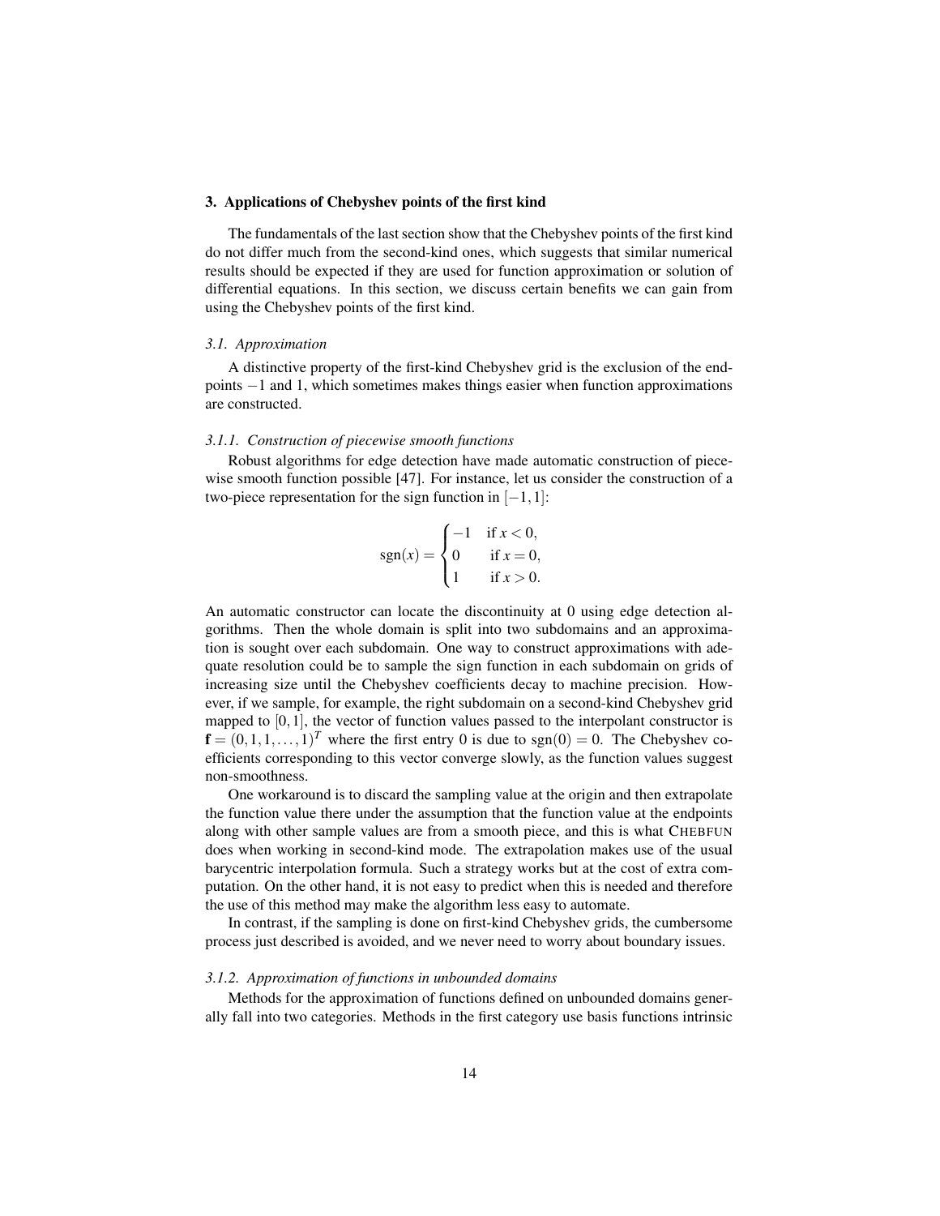## 3. Applications of Chebyshev points of the first kind

The fundamentals of the last section show that the Chebyshev points of the first kind do not differ much from the second-kind ones, which suggests that similar numerical results should be expected if they are used for function approximation or solution of differential equations. In this section, we discuss certain benefits we can gain from using the Chebyshev points of the first kind.

### *3.1. Approximation*

A distinctive property of the first-kind Chebyshev grid is the exclusion of the endpoints $-1$ and 1, which sometimes makes things easier when function approximations are constructed.

#### *3.1.1. Construction of piecewise smooth functions*

Robust algorithms for edge detection have made automatic construction of piecewise smooth function possible [47]. For instance, let us consider the construction of a two-piece representation for the sign function in $[-1,1]$:

$$\operatorname{sgn}(x) = \begin{cases} -1 & \text{if } x < 0, \\ 0 & \text{if } x = 0, \\ 1 & \text{if } x > 0. \end{cases}$$

An automatic constructor can locate the discontinuity at 0 using edge detection algorithms. Then the whole domain is split into two subdomains and an approximation is sought over each subdomain. One way to construct approximations with adequate resolution could be to sample the sign function in each subdomain on grids of increasing size until the Chebyshev coefficients decay to machine precision. However, if we sample, for example, the right subdomain on a second-kind Chebyshev grid mapped to $[0,1]$, the vector of function values passed to the interpolant constructor is $\mathbf{f} = (0,1,1,\ldots,1)^T$ where the first entry 0 is due to $\operatorname{sgn}(0) = 0$. The Chebyshev coefficients corresponding to this vector converge slowly, as the function values suggest non-smoothness.

One workaround is to discard the sampling value at the origin and then extrapolate the function value there under the assumption that the function value at the endpoints along with other sample values are from a smooth piece, and this is what CHEBFUN does when working in second-kind mode. The extrapolation makes use of the usual barycentric interpolation formula. Such a strategy works but at the cost of extra computation. On the other hand, it is not easy to predict when this is needed and therefore the use of this method may make the algorithm less easy to automate.

In contrast, if the sampling is done on first-kind Chebyshev grids, the cumbersome process just described is avoided, and we never need to worry about boundary issues.

#### *3.1.2. Approximation of functions in unbounded domains*

Methods for the approximation of functions defined on unbounded domains generally fall into two categories. Methods in the first category use basis functions intrinsic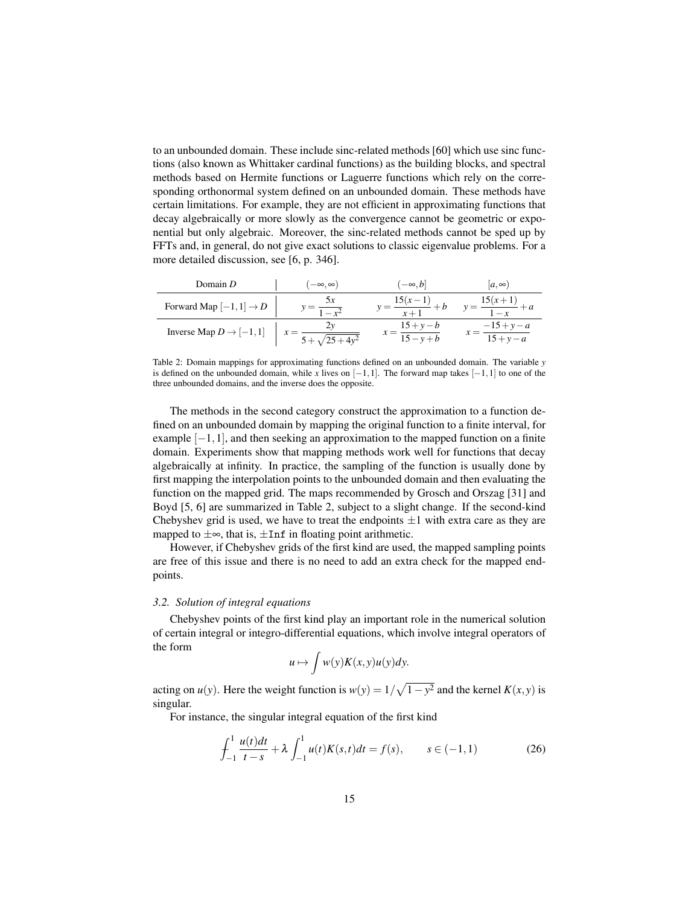to an unbounded domain. These include sinc-related methods [60] which use sinc functions (also known as Whittaker cardinal functions) as the building blocks, and spectral methods based on Hermite functions or Laguerre functions which rely on the corresponding orthonormal system defined on an unbounded domain. These methods have certain limitations. For example, they are not efficient in approximating functions that decay algebraically or more slowly as the convergence cannot be geometric or exponential but only algebraic. Moreover, the sinc-related methods cannot be sped up by FFTs and, in general, do not give exact solutions to classic eigenvalue problems. For a more detailed discussion, see [6, p. 346].

| Domain $D$ | $(-\infty,\infty)$ | $(-\infty,b]$ | $[a,\infty)$ |
|---|---|---|---|
| Forward Map $[-1,1]\to D$ | $y=\dfrac{5x}{1-x^2}$ | $y=\dfrac{15(x-1)}{x+1}+b$ | $y=\dfrac{15(x+1)}{1-x}+a$ |
| Inverse Map $D\to[-1,1]$ | $x=\dfrac{2y}{5+\sqrt{25+4y^2}}$ | $x=\dfrac{15+y-b}{15-y+b}$ | $x=\dfrac{-15+y-a}{15+y-a}$ |

Table 2: Domain mappings for approximating functions defined on an unbounded domain. The variable $y$ is defined on the unbounded domain, while $x$ lives on $[-1,1]$. The forward map takes $[-1,1]$ to one of the three unbounded domains, and the inverse does the opposite.

The methods in the second category construct the approximation to a function defined on an unbounded domain by mapping the original function to a finite interval, for example $[-1,1]$, and then seeking an approximation to the mapped function on a finite domain. Experiments show that mapping methods work well for functions that decay algebraically at infinity. In practice, the sampling of the function is usually done by first mapping the interpolation points to the unbounded domain and then evaluating the function on the mapped grid. The maps recommended by Grosch and Orszag [31] and Boyd [5, 6] are summarized in Table 2, subject to a slight change. If the second-kind Chebyshev grid is used, we have to treat the endpoints $\pm 1$ with extra care as they are mapped to $\pm\infty$, that is, `±Inf` in floating point arithmetic.

However, if Chebyshev grids of the first kind are used, the mapped sampling points are free of this issue and there is no need to add an extra check for the mapped endpoints.

### *3.2. Solution of integral equations*

Chebyshev points of the first kind play an important role in the numerical solution of certain integral or integro-differential equations, which involve integral operators of the form

$$u \mapsto \int w(y)K(x,y)u(y)dy.$$

acting on $u(y)$. Here the weight function is $w(y) = 1/\sqrt{1-y^2}$ and the kernel $K(x,y)$ is singular.

For instance, the singular integral equation of the first kind

$$⨍_{-1}^{1} \frac{u(t)dt}{t-s} + \lambda \int_{-1}^{1} u(t)K(s,t)dt = f(s), \qquad s \in (-1,1) \tag{26}$$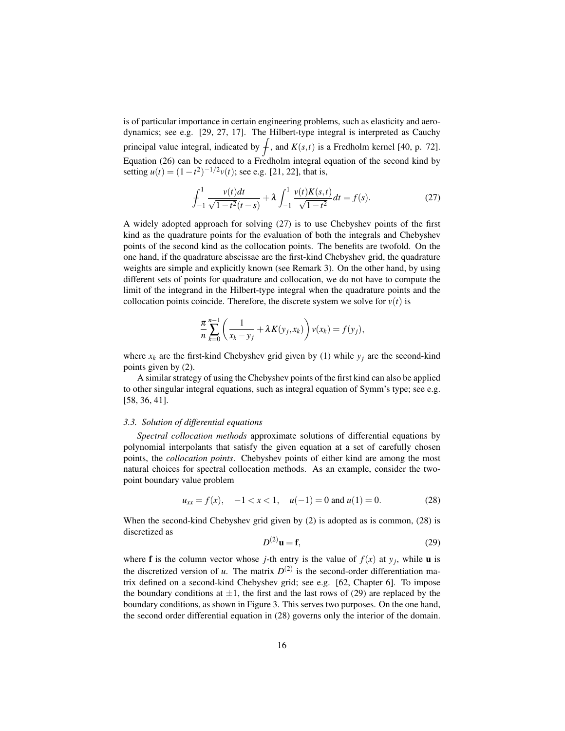is of particular importance in certain engineering problems, such as elasticity and aerodynamics; see e.g. [29, 27, 17]. The Hilbert-type integral is interpreted as Cauchy principal value integral, indicated by $⨍$, and $K(s,t)$ is a Fredholm kernel [40, p. 72]. Equation (26) can be reduced to a Fredholm integral equation of the second kind by setting $u(t) = (1-t^2)^{-1/2}v(t)$; see e.g. [21, 22], that is,

$$⨍_{-1}^{1} \frac{v(t)dt}{\sqrt{1-t^2}(t-s)} + \lambda \int_{-1}^{1} \frac{v(t)K(s,t)}{\sqrt{1-t^2}} dt = f(s). \tag{27}$$

A widely adopted approach for solving (27) is to use Chebyshev points of the first kind as the quadrature points for the evaluation of both the integrals and Chebyshev points of the second kind as the collocation points. The benefits are twofold. On the one hand, if the quadrature abscissae are the first-kind Chebyshev grid, the quadrature weights are simple and explicitly known (see Remark 3). On the other hand, by using different sets of points for quadrature and collocation, we do not have to compute the limit of the integrand in the Hilbert-type integral when the quadrature points and the collocation points coincide. Therefore, the discrete system we solve for $v(t)$ is

$$\frac{\pi}{n} \sum_{k=0}^{n-1} \left( \frac{1}{x_k - y_j} + \lambda K(y_j, x_k) \right) v(x_k) = f(y_j),$$

where $x_k$ are the first-kind Chebyshev grid given by (1) while $y_j$ are the second-kind points given by (2).

A similar strategy of using the Chebyshev points of the first kind can also be applied to other singular integral equations, such as integral equation of Symm's type; see e.g. [58, 36, 41].

### 3.3. Solution of differential equations

*Spectral collocation methods* approximate solutions of differential equations by polynomial interpolants that satisfy the given equation at a set of carefully chosen points, the *collocation points*. Chebyshev points of either kind are among the most natural choices for spectral collocation methods. As an example, consider the two-point boundary value problem

$$u_{xx} = f(x), \quad -1 < x < 1, \quad u(-1) = 0 \text{ and } u(1) = 0. \tag{28}$$

When the second-kind Chebyshev grid given by (2) is adopted as is common, (28) is discretized as

$$D^{(2)}\mathbf{u} = \mathbf{f}, \tag{29}$$

where $\mathbf{f}$ is the column vector whose $j$-th entry is the value of $f(x)$ at $y_j$, while $\mathbf{u}$ is the discretized version of $u$. The matrix $D^{(2)}$ is the second-order differentiation matrix defined on a second-kind Chebyshev grid; see e.g. [62, Chapter 6]. To impose the boundary conditions at $\pm 1$, the first and the last rows of (29) are replaced by the boundary conditions, as shown in Figure 3. This serves two purposes. On the one hand, the second order differential equation in (28) governs only the interior of the domain.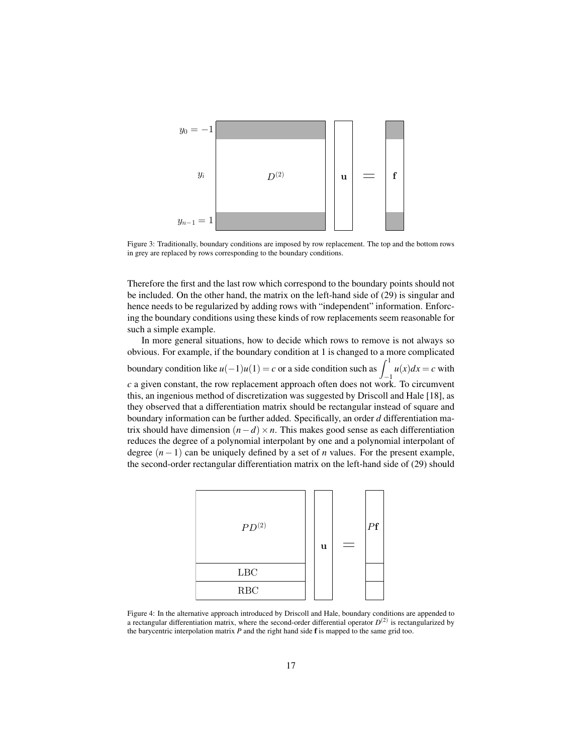Figure 3: Traditionally, boundary conditions are imposed by row replacement. The top and the bottom rows in grey are replaced by rows corresponding to the boundary conditions.

Therefore the first and the last row which correspond to the boundary points should not be included. On the other hand, the matrix on the left-hand side of (29) is singular and hence needs to be regularized by adding rows with "independent" information. Enforcing the boundary conditions using these kinds of row replacements seem reasonable for such a simple example.

In more general situations, how to decide which rows to remove is not always so obvious. For example, if the boundary condition at 1 is changed to a more complicated boundary condition like $u(-1)u(1) = c$ or a side condition such as $\int_{-1}^{1} u(x)dx = c$ with $c$ a given constant, the row replacement approach often does not work. To circumvent this, an ingenious method of discretization was suggested by Driscoll and Hale [18], as they observed that a differentiation matrix should be rectangular instead of square and boundary information can be further added. Specifically, an order $d$ differentiation matrix should have dimension $(n-d) \times n$. This makes good sense as each differentiation reduces the degree of a polynomial interpolant by one and a polynomial interpolant of degree $(n-1)$ can be uniquely defined by a set of $n$ values. For the present example, the second-order rectangular differentiation matrix on the left-hand side of (29) should

Figure 4: In the alternative approach introduced by Driscoll and Hale, boundary conditions are appended to a rectangular differentiation matrix, where the second-order differential operator $D^{(2)}$ is rectangularized by the barycentric interpolation matrix $P$ and the right hand side $\mathbf{f}$ is mapped to the same grid too.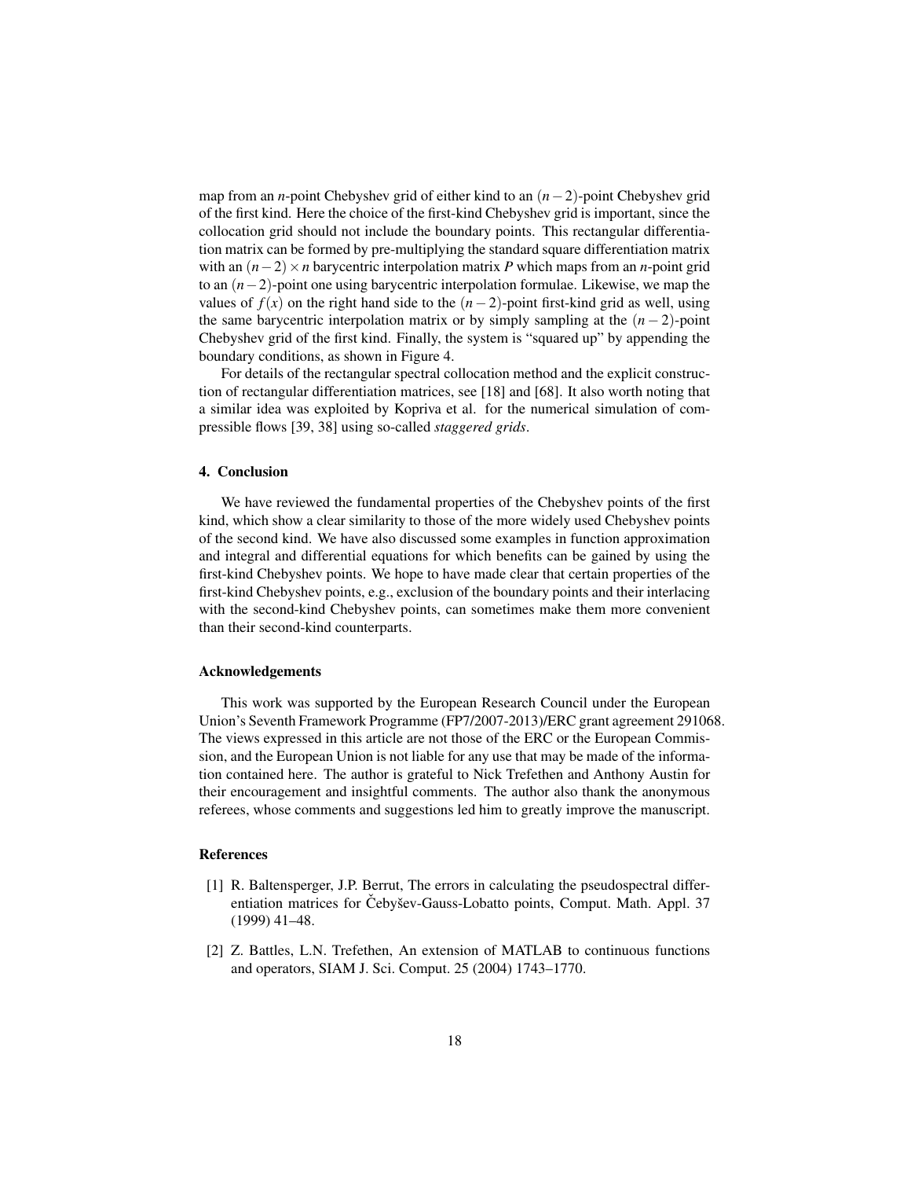map from an $n$-point Chebyshev grid of either kind to an $(n-2)$-point Chebyshev grid of the first kind. Here the choice of the first-kind Chebyshev grid is important, since the collocation grid should not include the boundary points. This rectangular differentiation matrix can be formed by pre-multiplying the standard square differentiation matrix with an $(n-2)\times n$ barycentric interpolation matrix $P$ which maps from an $n$-point grid to an $(n-2)$-point one using barycentric interpolation formulae. Likewise, we map the values of $f(x)$ on the right hand side to the $(n-2)$-point first-kind grid as well, using the same barycentric interpolation matrix or by simply sampling at the $(n-2)$-point Chebyshev grid of the first kind. Finally, the system is "squared up" by appending the boundary conditions, as shown in Figure 4.

For details of the rectangular spectral collocation method and the explicit construction of rectangular differentiation matrices, see [18] and [68]. It also worth noting that a similar idea was exploited by Kopriva et al. for the numerical simulation of compressible flows [39, 38] using so-called *staggered grids*.

## 4. Conclusion

We have reviewed the fundamental properties of the Chebyshev points of the first kind, which show a clear similarity to those of the more widely used Chebyshev points of the second kind. We have also discussed some examples in function approximation and integral and differential equations for which benefits can be gained by using the first-kind Chebyshev points. We hope to have made clear that certain properties of the first-kind Chebyshev points, e.g., exclusion of the boundary points and their interlacing with the second-kind Chebyshev points, can sometimes make them more convenient than their second-kind counterparts.

## Acknowledgements

This work was supported by the European Research Council under the European Union's Seventh Framework Programme (FP7/2007-2013)/ERC grant agreement 291068. The views expressed in this article are not those of the ERC or the European Commission, and the European Union is not liable for any use that may be made of the information contained here. The author is grateful to Nick Trefethen and Anthony Austin for their encouragement and insightful comments. The author also thank the anonymous referees, whose comments and suggestions led him to greatly improve the manuscript.

## References

[1] R. Baltensperger, J.P. Berrut, The errors in calculating the pseudospectral differentiation matrices for Čebyšev-Gauss-Lobatto points, Comput. Math. Appl. 37 (1999) 41–48.

[2] Z. Battles, L.N. Trefethen, An extension of MATLAB to continuous functions and operators, SIAM J. Sci. Comput. 25 (2004) 1743–1770.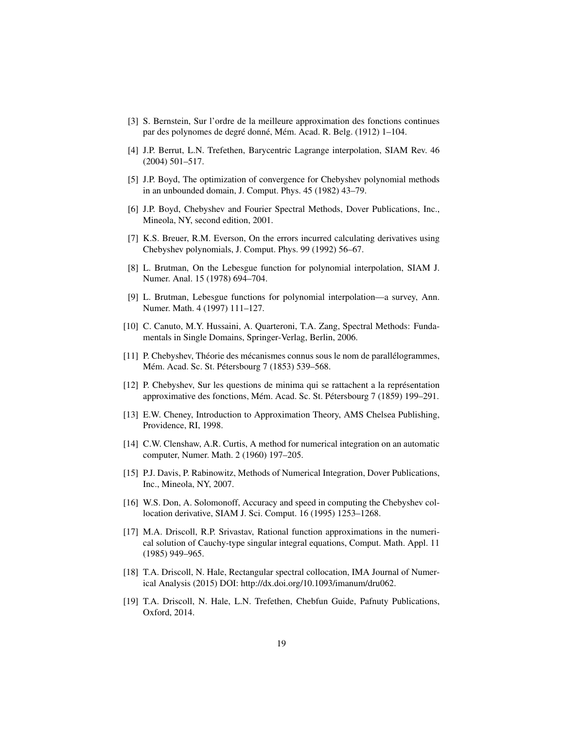[3] S. Bernstein, Sur l'ordre de la meilleure approximation des fonctions continues par des polynomes de degré donné, Mém. Acad. R. Belg. (1912) 1–104.

[4] J.P. Berrut, L.N. Trefethen, Barycentric Lagrange interpolation, SIAM Rev. 46 (2004) 501–517.

[5] J.P. Boyd, The optimization of convergence for Chebyshev polynomial methods in an unbounded domain, J. Comput. Phys. 45 (1982) 43–79.

[6] J.P. Boyd, Chebyshev and Fourier Spectral Methods, Dover Publications, Inc., Mineola, NY, second edition, 2001.

[7] K.S. Breuer, R.M. Everson, On the errors incurred calculating derivatives using Chebyshev polynomials, J. Comput. Phys. 99 (1992) 56–67.

[8] L. Brutman, On the Lebesgue function for polynomial interpolation, SIAM J. Numer. Anal. 15 (1978) 694–704.

[9] L. Brutman, Lebesgue functions for polynomial interpolation—a survey, Ann. Numer. Math. 4 (1997) 111–127.

[10] C. Canuto, M.Y. Hussaini, A. Quarteroni, T.A. Zang, Spectral Methods: Fundamentals in Single Domains, Springer-Verlag, Berlin, 2006.

[11] P. Chebyshev, Théorie des mécanismes connus sous le nom de parallélogrammes, Mém. Acad. Sc. St. Pétersbourg 7 (1853) 539–568.

[12] P. Chebyshev, Sur les questions de minima qui se rattachent a la représentation approximative des fonctions, Mém. Acad. Sc. St. Pétersbourg 7 (1859) 199–291.

[13] E.W. Cheney, Introduction to Approximation Theory, AMS Chelsea Publishing, Providence, RI, 1998.

[14] C.W. Clenshaw, A.R. Curtis, A method for numerical integration on an automatic computer, Numer. Math. 2 (1960) 197–205.

[15] P.J. Davis, P. Rabinowitz, Methods of Numerical Integration, Dover Publications, Inc., Mineola, NY, 2007.

[16] W.S. Don, A. Solomonoff, Accuracy and speed in computing the Chebyshev collocation derivative, SIAM J. Sci. Comput. 16 (1995) 1253–1268.

[17] M.A. Driscoll, R.P. Srivastav, Rational function approximations in the numerical solution of Cauchy-type singular integral equations, Comput. Math. Appl. 11 (1985) 949–965.

[18] T.A. Driscoll, N. Hale, Rectangular spectral collocation, IMA Journal of Numerical Analysis (2015) DOI: http://dx.doi.org/10.1093/imanum/dru062.

[19] T.A. Driscoll, N. Hale, L.N. Trefethen, Chebfun Guide, Pafnuty Publications, Oxford, 2014.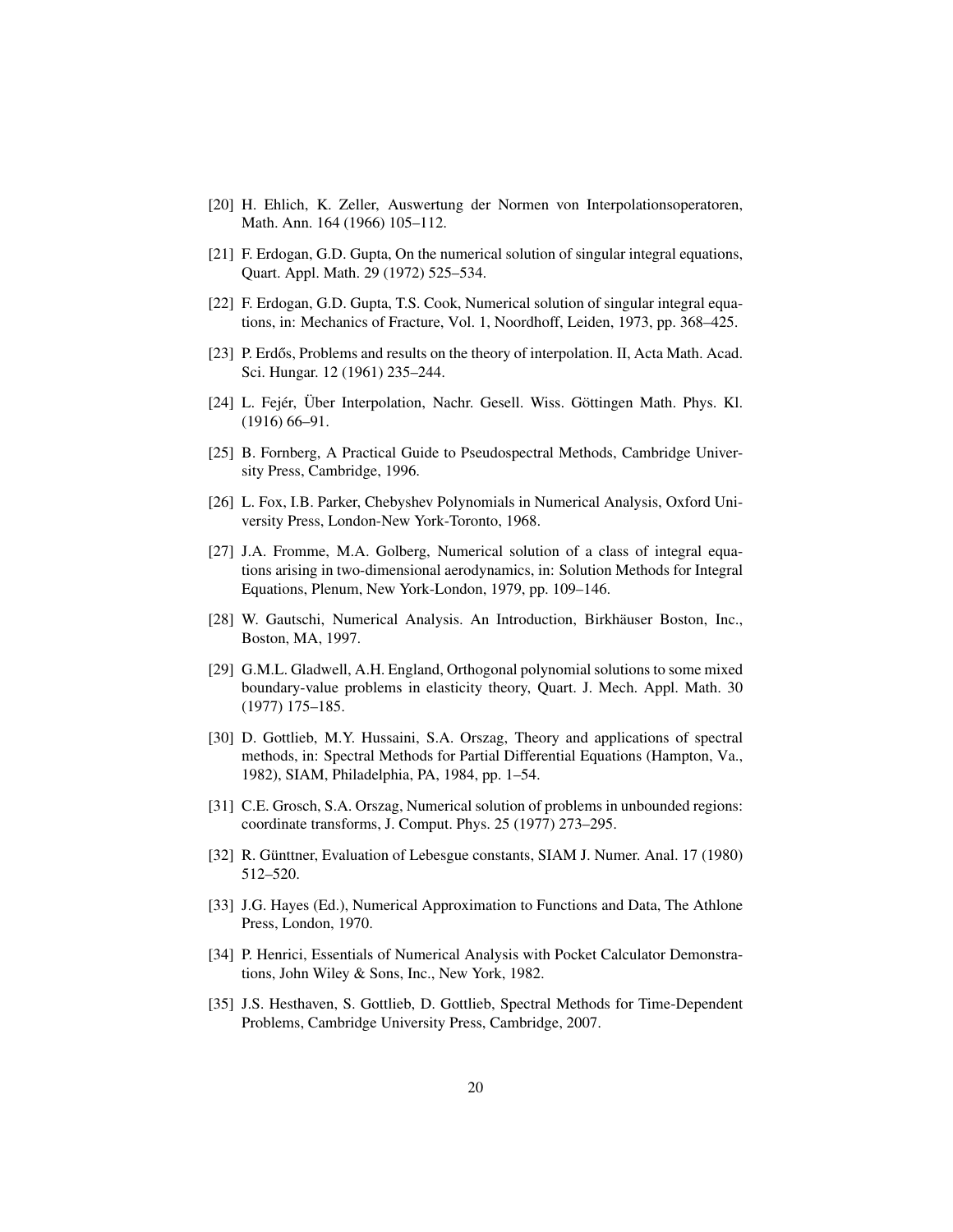[20] H. Ehlich, K. Zeller, Auswertung der Normen von Interpolationsoperatoren, Math. Ann. 164 (1966) 105–112.

[21] F. Erdogan, G.D. Gupta, On the numerical solution of singular integral equations, Quart. Appl. Math. 29 (1972) 525–534.

[22] F. Erdogan, G.D. Gupta, T.S. Cook, Numerical solution of singular integral equations, in: Mechanics of Fracture, Vol. 1, Noordhoff, Leiden, 1973, pp. 368–425.

[23] P. Erdős, Problems and results on the theory of interpolation. II, Acta Math. Acad. Sci. Hungar. 12 (1961) 235–244.

[24] L. Fejér, Über Interpolation, Nachr. Gesell. Wiss. Göttingen Math. Phys. Kl. (1916) 66–91.

[25] B. Fornberg, A Practical Guide to Pseudospectral Methods, Cambridge University Press, Cambridge, 1996.

[26] L. Fox, I.B. Parker, Chebyshev Polynomials in Numerical Analysis, Oxford University Press, London-New York-Toronto, 1968.

[27] J.A. Fromme, M.A. Golberg, Numerical solution of a class of integral equations arising in two-dimensional aerodynamics, in: Solution Methods for Integral Equations, Plenum, New York-London, 1979, pp. 109–146.

[28] W. Gautschi, Numerical Analysis. An Introduction, Birkhäuser Boston, Inc., Boston, MA, 1997.

[29] G.M.L. Gladwell, A.H. England, Orthogonal polynomial solutions to some mixed boundary-value problems in elasticity theory, Quart. J. Mech. Appl. Math. 30 (1977) 175–185.

[30] D. Gottlieb, M.Y. Hussaini, S.A. Orszag, Theory and applications of spectral methods, in: Spectral Methods for Partial Differential Equations (Hampton, Va., 1982), SIAM, Philadelphia, PA, 1984, pp. 1–54.

[31] C.E. Grosch, S.A. Orszag, Numerical solution of problems in unbounded regions: coordinate transforms, J. Comput. Phys. 25 (1977) 273–295.

[32] R. Günttner, Evaluation of Lebesgue constants, SIAM J. Numer. Anal. 17 (1980) 512–520.

[33] J.G. Hayes (Ed.), Numerical Approximation to Functions and Data, The Athlone Press, London, 1970.

[34] P. Henrici, Essentials of Numerical Analysis with Pocket Calculator Demonstrations, John Wiley & Sons, Inc., New York, 1982.

[35] J.S. Hesthaven, S. Gottlieb, D. Gottlieb, Spectral Methods for Time-Dependent Problems, Cambridge University Press, Cambridge, 2007.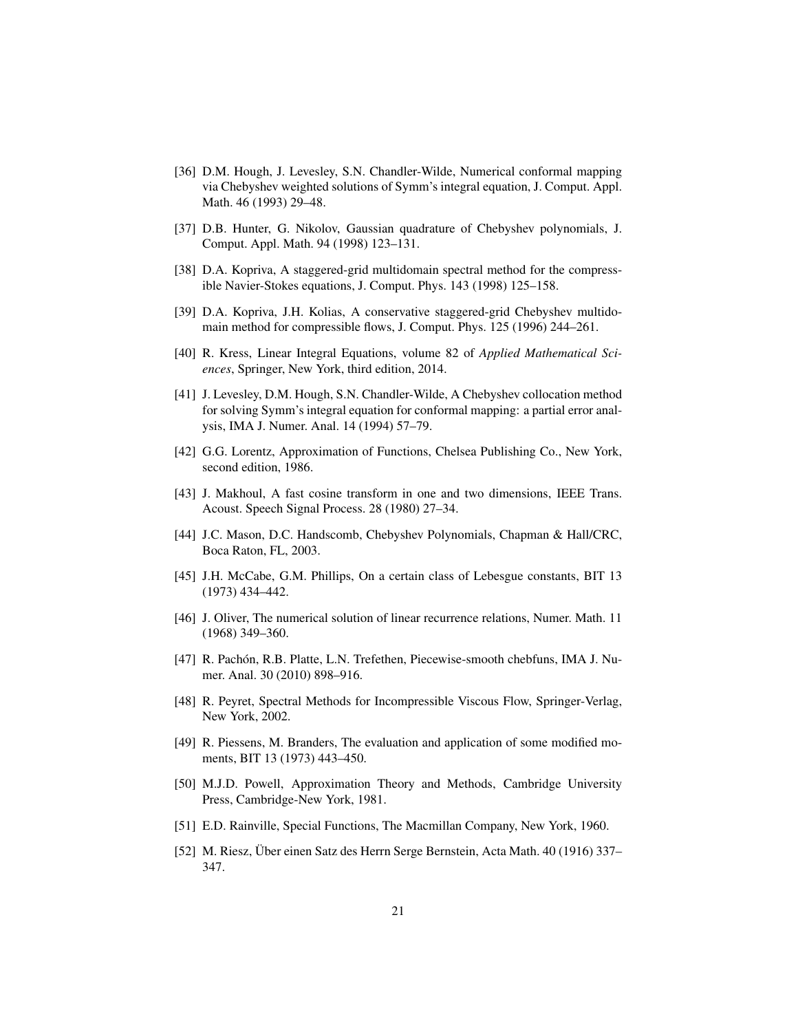[36] D.M. Hough, J. Levesley, S.N. Chandler-Wilde, Numerical conformal mapping via Chebyshev weighted solutions of Symm's integral equation, J. Comput. Appl. Math. 46 (1993) 29–48.

[37] D.B. Hunter, G. Nikolov, Gaussian quadrature of Chebyshev polynomials, J. Comput. Appl. Math. 94 (1998) 123–131.

[38] D.A. Kopriva, A staggered-grid multidomain spectral method for the compressible Navier-Stokes equations, J. Comput. Phys. 143 (1998) 125–158.

[39] D.A. Kopriva, J.H. Kolias, A conservative staggered-grid Chebyshev multidomain method for compressible flows, J. Comput. Phys. 125 (1996) 244–261.

[40] R. Kress, Linear Integral Equations, volume 82 of *Applied Mathematical Sciences*, Springer, New York, third edition, 2014.

[41] J. Levesley, D.M. Hough, S.N. Chandler-Wilde, A Chebyshev collocation method for solving Symm's integral equation for conformal mapping: a partial error analysis, IMA J. Numer. Anal. 14 (1994) 57–79.

[42] G.G. Lorentz, Approximation of Functions, Chelsea Publishing Co., New York, second edition, 1986.

[43] J. Makhoul, A fast cosine transform in one and two dimensions, IEEE Trans. Acoust. Speech Signal Process. 28 (1980) 27–34.

[44] J.C. Mason, D.C. Handscomb, Chebyshev Polynomials, Chapman & Hall/CRC, Boca Raton, FL, 2003.

[45] J.H. McCabe, G.M. Phillips, On a certain class of Lebesgue constants, BIT 13 (1973) 434–442.

[46] J. Oliver, The numerical solution of linear recurrence relations, Numer. Math. 11 (1968) 349–360.

[47] R. Pachón, R.B. Platte, L.N. Trefethen, Piecewise-smooth chebfuns, IMA J. Numer. Anal. 30 (2010) 898–916.

[48] R. Peyret, Spectral Methods for Incompressible Viscous Flow, Springer-Verlag, New York, 2002.

[49] R. Piessens, M. Branders, The evaluation and application of some modified moments, BIT 13 (1973) 443–450.

[50] M.J.D. Powell, Approximation Theory and Methods, Cambridge University Press, Cambridge-New York, 1981.

[51] E.D. Rainville, Special Functions, The Macmillan Company, New York, 1960.

[52] M. Riesz, Über einen Satz des Herrn Serge Bernstein, Acta Math. 40 (1916) 337–347.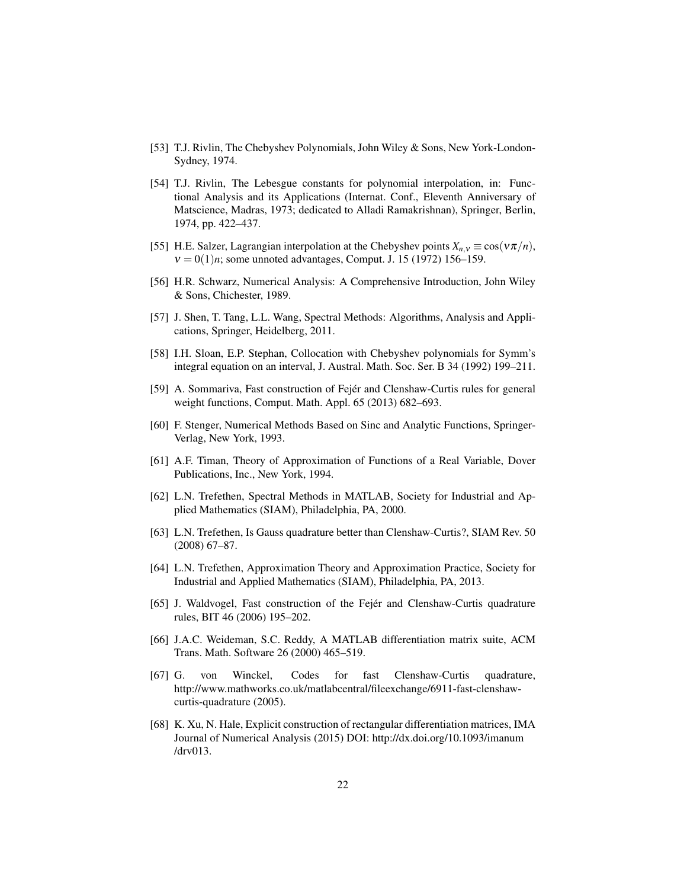[53] T.J. Rivlin, The Chebyshev Polynomials, John Wiley & Sons, New York-London-Sydney, 1974.

[54] T.J. Rivlin, The Lebesgue constants for polynomial interpolation, in: Functional Analysis and its Applications (Internat. Conf., Eleventh Anniversary of Matscience, Madras, 1973; dedicated to Alladi Ramakrishnan), Springer, Berlin, 1974, pp. 422–437.

[55] H.E. Salzer, Lagrangian interpolation at the Chebyshev points $X_{n,\nu} \equiv \cos(\nu\pi/n)$, $\nu = 0(1)n$; some unnoted advantages, Comput. J. 15 (1972) 156–159.

[56] H.R. Schwarz, Numerical Analysis: A Comprehensive Introduction, John Wiley & Sons, Chichester, 1989.

[57] J. Shen, T. Tang, L.L. Wang, Spectral Methods: Algorithms, Analysis and Applications, Springer, Heidelberg, 2011.

[58] I.H. Sloan, E.P. Stephan, Collocation with Chebyshev polynomials for Symm's integral equation on an interval, J. Austral. Math. Soc. Ser. B 34 (1992) 199–211.

[59] A. Sommariva, Fast construction of Fejér and Clenshaw-Curtis rules for general weight functions, Comput. Math. Appl. 65 (2013) 682–693.

[60] F. Stenger, Numerical Methods Based on Sinc and Analytic Functions, Springer-Verlag, New York, 1993.

[61] A.F. Timan, Theory of Approximation of Functions of a Real Variable, Dover Publications, Inc., New York, 1994.

[62] L.N. Trefethen, Spectral Methods in MATLAB, Society for Industrial and Applied Mathematics (SIAM), Philadelphia, PA, 2000.

[63] L.N. Trefethen, Is Gauss quadrature better than Clenshaw-Curtis?, SIAM Rev. 50 (2008) 67–87.

[64] L.N. Trefethen, Approximation Theory and Approximation Practice, Society for Industrial and Applied Mathematics (SIAM), Philadelphia, PA, 2013.

[65] J. Waldvogel, Fast construction of the Fejér and Clenshaw-Curtis quadrature rules, BIT 46 (2006) 195–202.

[66] J.A.C. Weideman, S.C. Reddy, A MATLAB differentiation matrix suite, ACM Trans. Math. Software 26 (2000) 465–519.

[67] G. von Winckel, Codes for fast Clenshaw-Curtis quadrature, http://www.mathworks.co.uk/matlabcentral/fileexchange/6911-fast-clenshaw-curtis-quadrature (2005).

[68] K. Xu, N. Hale, Explicit construction of rectangular differentiation matrices, IMA Journal of Numerical Analysis (2015) DOI: http://dx.doi.org/10.1093/imanum/drv013.